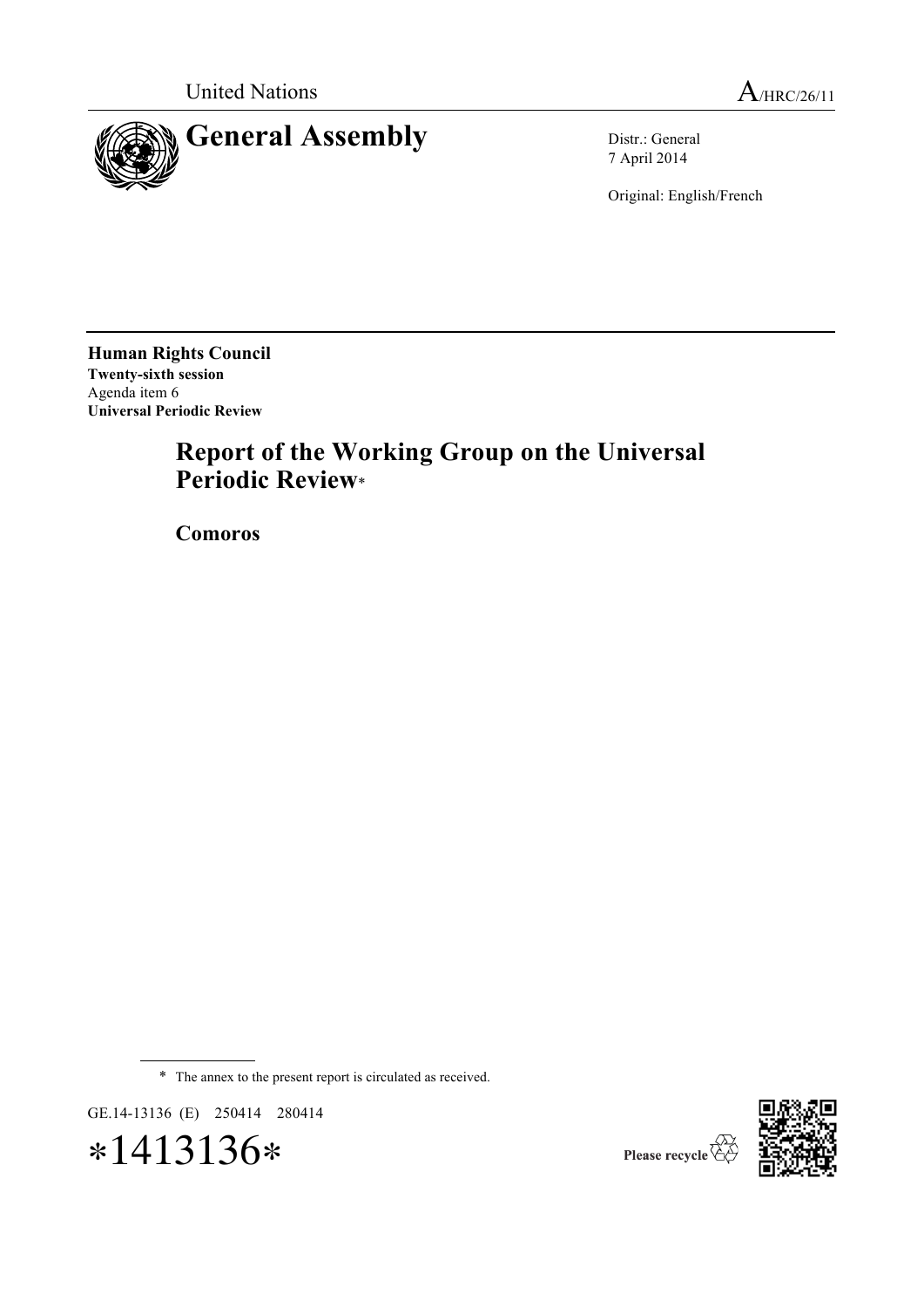United Nations

A/HRC/26/11

# General Assembly

Distr.: General
7 April 2014

Original: English/French

**Human Rights Council**
**Twenty-sixth session**
Agenda item 6
**Universal Periodic Review**

## Report of the Working Group on the Universal Periodic Review*

## Comoros

\* The annex to the present report is circulated as received.

GE.14-13136 (E) 250414 280414

*1413136*

Please recycle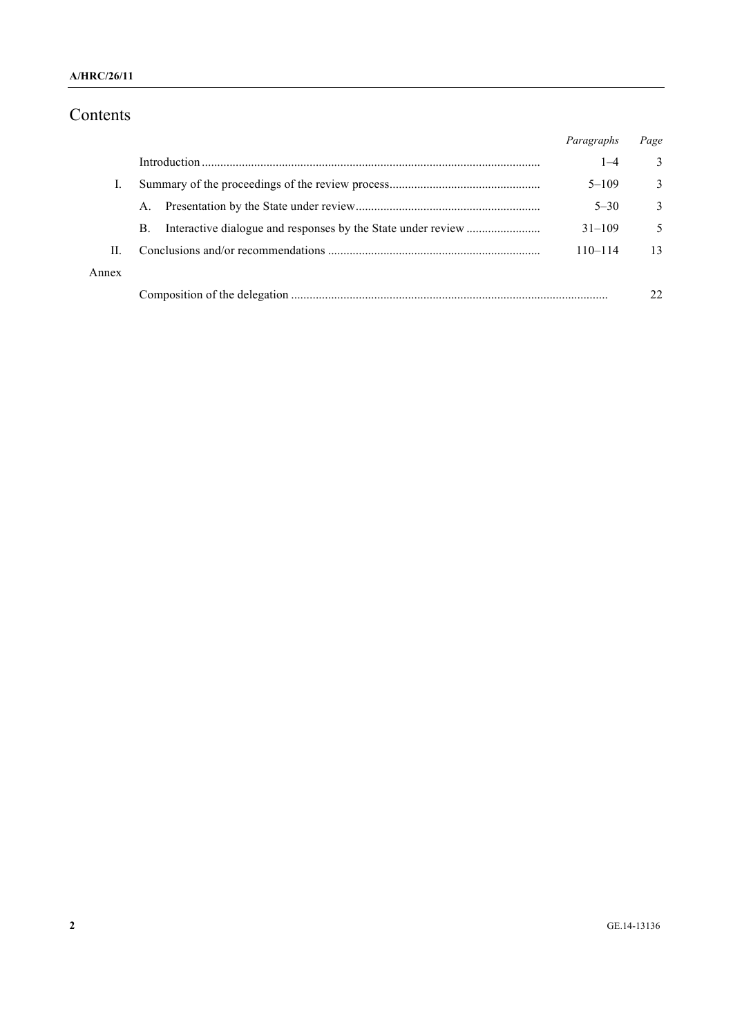# Contents

| | | Paragraphs | Page |
|---|---|---|---|
| | Introduction | 1–4 | 3 |
| I. | Summary of the proceedings of the review process | 5–109 | 3 |
| | A. Presentation by the State under review | 5–30 | 3 |
| | B. Interactive dialogue and responses by the State under review | 31–109 | 5 |
| II. | Conclusions and/or recommendations | 110–114 | 13 |
| Annex | | | |
| | Composition of the delegation | | 22 |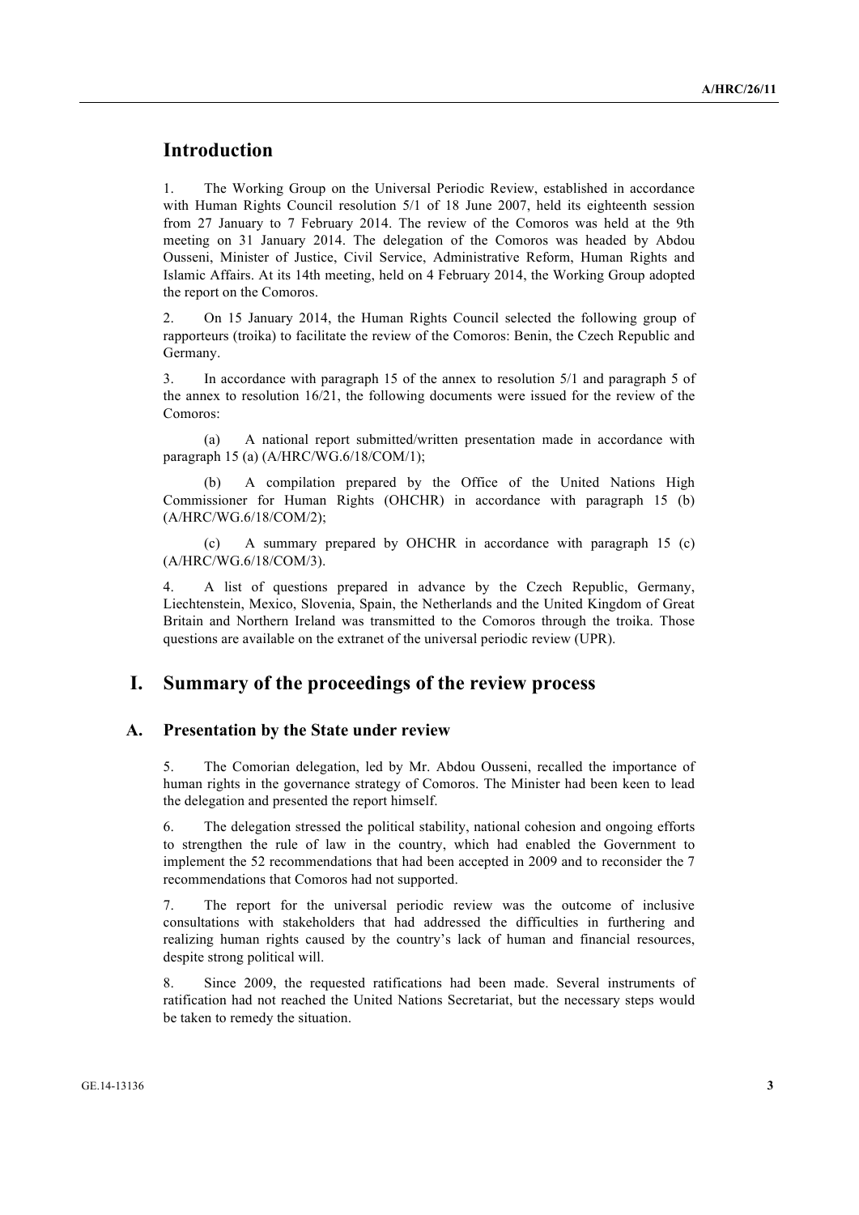# Introduction

1. The Working Group on the Universal Periodic Review, established in accordance with Human Rights Council resolution 5/1 of 18 June 2007, held its eighteenth session from 27 January to 7 February 2014. The review of the Comoros was held at the 9th meeting on 31 January 2014. The delegation of the Comoros was headed by Abdou Ousseni, Minister of Justice, Civil Service, Administrative Reform, Human Rights and Islamic Affairs. At its 14th meeting, held on 4 February 2014, the Working Group adopted the report on the Comoros.

2. On 15 January 2014, the Human Rights Council selected the following group of rapporteurs (troika) to facilitate the review of the Comoros: Benin, the Czech Republic and Germany.

3. In accordance with paragraph 15 of the annex to resolution 5/1 and paragraph 5 of the annex to resolution 16/21, the following documents were issued for the review of the Comoros:

(a) A national report submitted/written presentation made in accordance with paragraph 15 (a) (A/HRC/WG.6/18/COM/1);

(b) A compilation prepared by the Office of the United Nations High Commissioner for Human Rights (OHCHR) in accordance with paragraph 15 (b) (A/HRC/WG.6/18/COM/2);

(c) A summary prepared by OHCHR in accordance with paragraph 15 (c) (A/HRC/WG.6/18/COM/3).

4. A list of questions prepared in advance by the Czech Republic, Germany, Liechtenstein, Mexico, Slovenia, Spain, the Netherlands and the United Kingdom of Great Britain and Northern Ireland was transmitted to the Comoros through the troika. Those questions are available on the extranet of the universal periodic review (UPR).

# I. Summary of the proceedings of the review process

## A. Presentation by the State under review

5. The Comorian delegation, led by Mr. Abdou Ousseni, recalled the importance of human rights in the governance strategy of Comoros. The Minister had been keen to lead the delegation and presented the report himself.

6. The delegation stressed the political stability, national cohesion and ongoing efforts to strengthen the rule of law in the country, which had enabled the Government to implement the 52 recommendations that had been accepted in 2009 and to reconsider the 7 recommendations that Comoros had not supported.

7. The report for the universal periodic review was the outcome of inclusive consultations with stakeholders that had addressed the difficulties in furthering and realizing human rights caused by the country's lack of human and financial resources, despite strong political will.

8. Since 2009, the requested ratifications had been made. Several instruments of ratification had not reached the United Nations Secretariat, but the necessary steps would be taken to remedy the situation.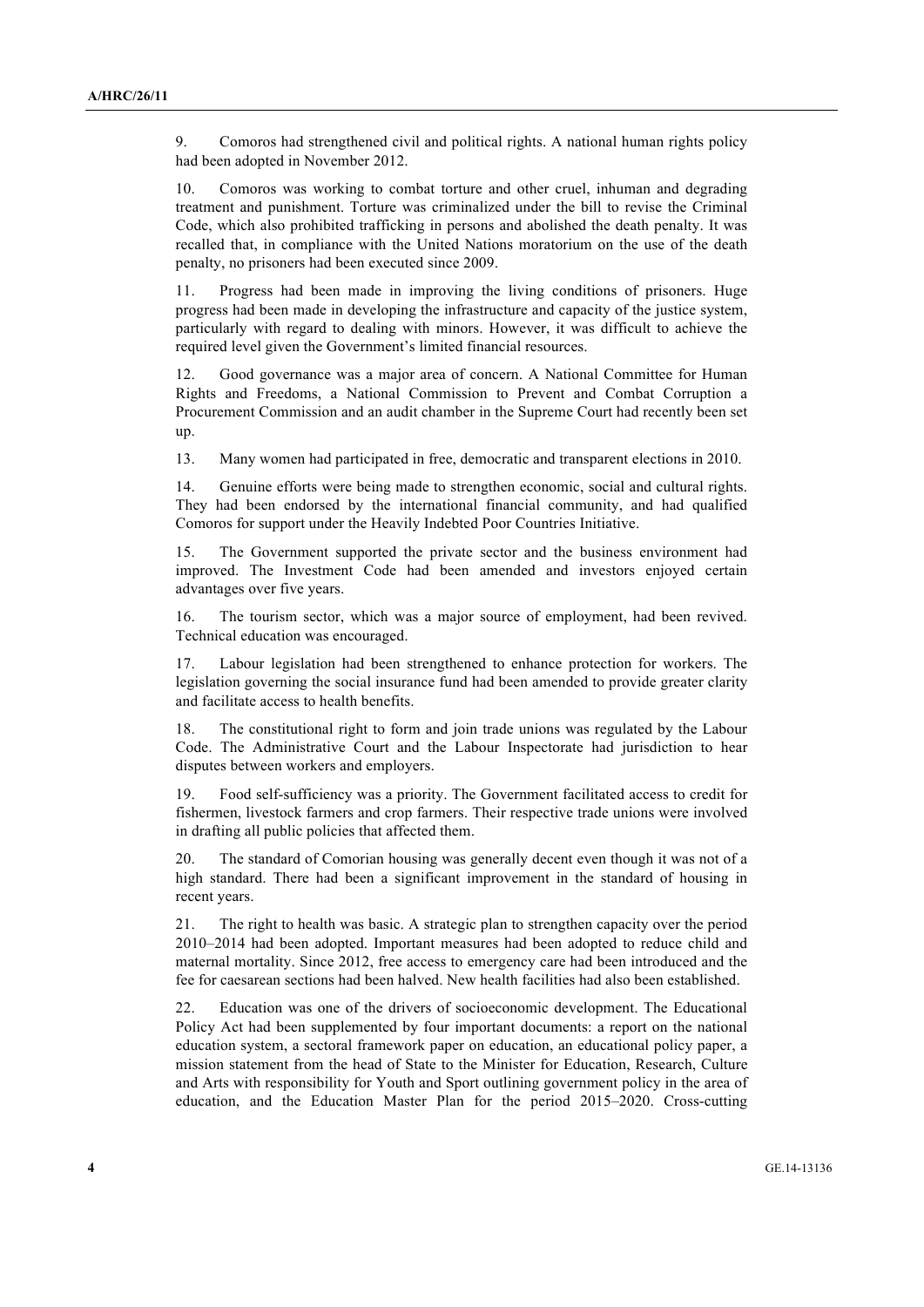9. Comoros had strengthened civil and political rights. A national human rights policy had been adopted in November 2012.

10. Comoros was working to combat torture and other cruel, inhuman and degrading treatment and punishment. Torture was criminalized under the bill to revise the Criminal Code, which also prohibited trafficking in persons and abolished the death penalty. It was recalled that, in compliance with the United Nations moratorium on the use of the death penalty, no prisoners had been executed since 2009.

11. Progress had been made in improving the living conditions of prisoners. Huge progress had been made in developing the infrastructure and capacity of the justice system, particularly with regard to dealing with minors. However, it was difficult to achieve the required level given the Government's limited financial resources.

12. Good governance was a major area of concern. A National Committee for Human Rights and Freedoms, a National Commission to Prevent and Combat Corruption a Procurement Commission and an audit chamber in the Supreme Court had recently been set up.

13. Many women had participated in free, democratic and transparent elections in 2010.

14. Genuine efforts were being made to strengthen economic, social and cultural rights. They had been endorsed by the international financial community, and had qualified Comoros for support under the Heavily Indebted Poor Countries Initiative.

15. The Government supported the private sector and the business environment had improved. The Investment Code had been amended and investors enjoyed certain advantages over five years.

16. The tourism sector, which was a major source of employment, had been revived. Technical education was encouraged.

17. Labour legislation had been strengthened to enhance protection for workers. The legislation governing the social insurance fund had been amended to provide greater clarity and facilitate access to health benefits.

18. The constitutional right to form and join trade unions was regulated by the Labour Code. The Administrative Court and the Labour Inspectorate had jurisdiction to hear disputes between workers and employers.

19. Food self-sufficiency was a priority. The Government facilitated access to credit for fishermen, livestock farmers and crop farmers. Their respective trade unions were involved in drafting all public policies that affected them.

20. The standard of Comorian housing was generally decent even though it was not of a high standard. There had been a significant improvement in the standard of housing in recent years.

21. The right to health was basic. A strategic plan to strengthen capacity over the period 2010–2014 had been adopted. Important measures had been adopted to reduce child and maternal mortality. Since 2012, free access to emergency care had been introduced and the fee for caesarean sections had been halved. New health facilities had also been established.

22. Education was one of the drivers of socioeconomic development. The Educational Policy Act had been supplemented by four important documents: a report on the national education system, a sectoral framework paper on education, an educational policy paper, a mission statement from the head of State to the Minister for Education, Research, Culture and Arts with responsibility for Youth and Sport outlining government policy in the area of education, and the Education Master Plan for the period 2015–2020. Cross-cutting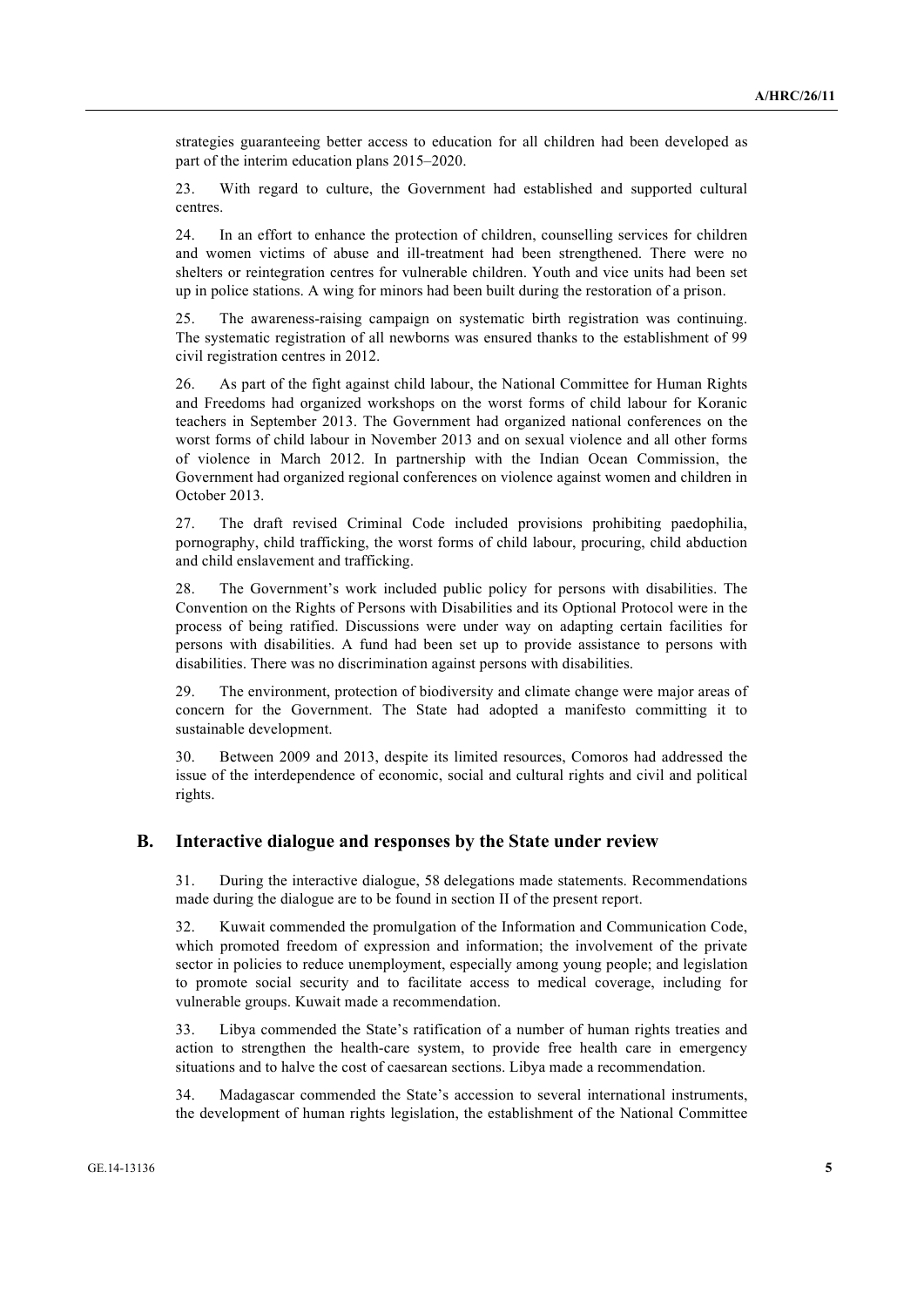strategies guaranteeing better access to education for all children had been developed as part of the interim education plans 2015–2020.

23. With regard to culture, the Government had established and supported cultural centres.

24. In an effort to enhance the protection of children, counselling services for children and women victims of abuse and ill-treatment had been strengthened. There were no shelters or reintegration centres for vulnerable children. Youth and vice units had been set up in police stations. A wing for minors had been built during the restoration of a prison.

25. The awareness-raising campaign on systematic birth registration was continuing. The systematic registration of all newborns was ensured thanks to the establishment of 99 civil registration centres in 2012.

26. As part of the fight against child labour, the National Committee for Human Rights and Freedoms had organized workshops on the worst forms of child labour for Koranic teachers in September 2013. The Government had organized national conferences on the worst forms of child labour in November 2013 and on sexual violence and all other forms of violence in March 2012. In partnership with the Indian Ocean Commission, the Government had organized regional conferences on violence against women and children in October 2013.

27. The draft revised Criminal Code included provisions prohibiting paedophilia, pornography, child trafficking, the worst forms of child labour, procuring, child abduction and child enslavement and trafficking.

28. The Government's work included public policy for persons with disabilities. The Convention on the Rights of Persons with Disabilities and its Optional Protocol were in the process of being ratified. Discussions were under way on adapting certain facilities for persons with disabilities. A fund had been set up to provide assistance to persons with disabilities. There was no discrimination against persons with disabilities.

29. The environment, protection of biodiversity and climate change were major areas of concern for the Government. The State had adopted a manifesto committing it to sustainable development.

30. Between 2009 and 2013, despite its limited resources, Comoros had addressed the issue of the interdependence of economic, social and cultural rights and civil and political rights.

## B. Interactive dialogue and responses by the State under review

31. During the interactive dialogue, 58 delegations made statements. Recommendations made during the dialogue are to be found in section II of the present report.

32. Kuwait commended the promulgation of the Information and Communication Code, which promoted freedom of expression and information; the involvement of the private sector in policies to reduce unemployment, especially among young people; and legislation to promote social security and to facilitate access to medical coverage, including for vulnerable groups. Kuwait made a recommendation.

33. Libya commended the State's ratification of a number of human rights treaties and action to strengthen the health-care system, to provide free health care in emergency situations and to halve the cost of caesarean sections. Libya made a recommendation.

34. Madagascar commended the State's accession to several international instruments, the development of human rights legislation, the establishment of the National Committee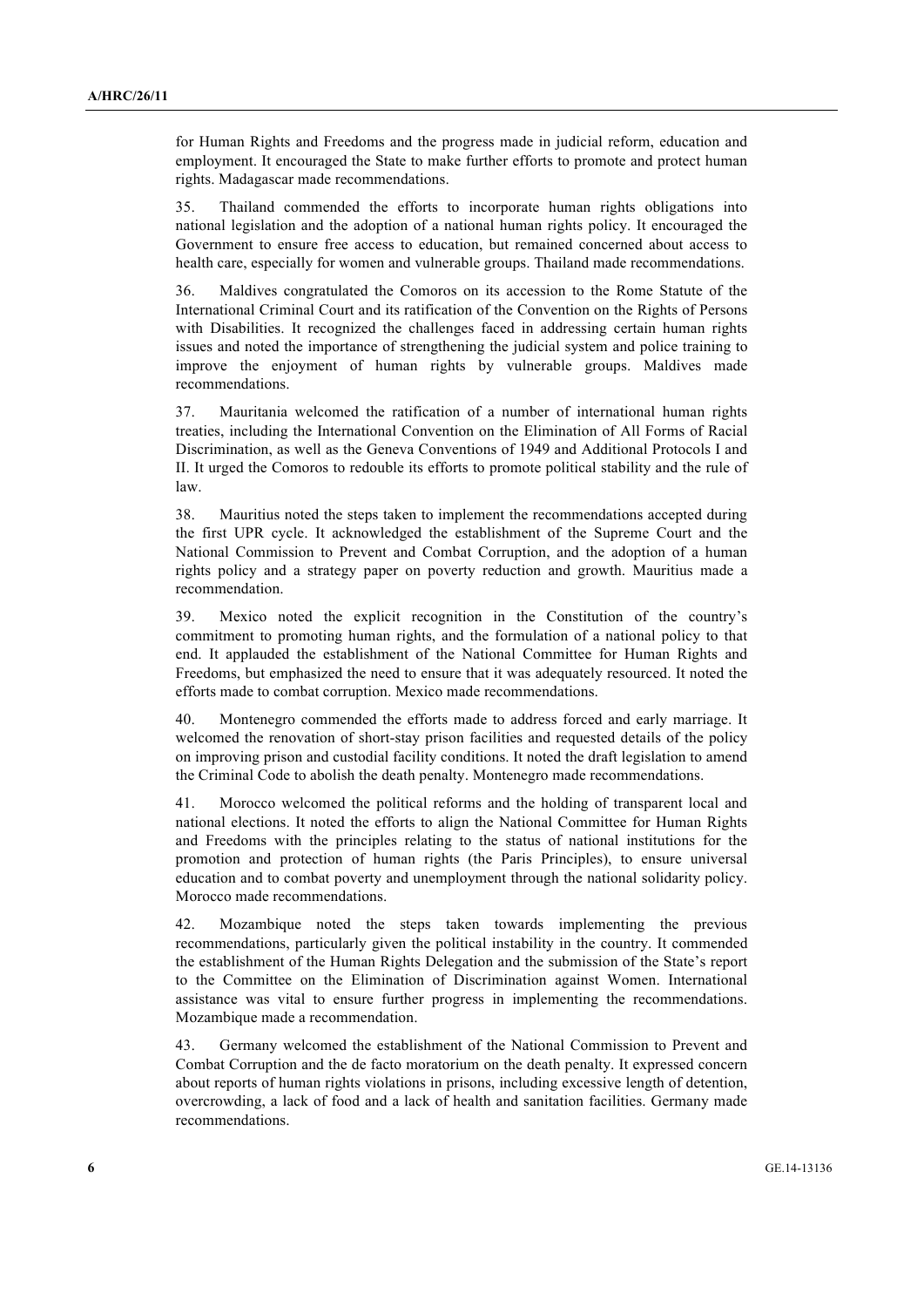for Human Rights and Freedoms and the progress made in judicial reform, education and employment. It encouraged the State to make further efforts to promote and protect human rights. Madagascar made recommendations.

35. Thailand commended the efforts to incorporate human rights obligations into national legislation and the adoption of a national human rights policy. It encouraged the Government to ensure free access to education, but remained concerned about access to health care, especially for women and vulnerable groups. Thailand made recommendations.

36. Maldives congratulated the Comoros on its accession to the Rome Statute of the International Criminal Court and its ratification of the Convention on the Rights of Persons with Disabilities. It recognized the challenges faced in addressing certain human rights issues and noted the importance of strengthening the judicial system and police training to improve the enjoyment of human rights by vulnerable groups. Maldives made recommendations.

37. Mauritania welcomed the ratification of a number of international human rights treaties, including the International Convention on the Elimination of All Forms of Racial Discrimination, as well as the Geneva Conventions of 1949 and Additional Protocols I and II. It urged the Comoros to redouble its efforts to promote political stability and the rule of law.

38. Mauritius noted the steps taken to implement the recommendations accepted during the first UPR cycle. It acknowledged the establishment of the Supreme Court and the National Commission to Prevent and Combat Corruption, and the adoption of a human rights policy and a strategy paper on poverty reduction and growth. Mauritius made a recommendation.

39. Mexico noted the explicit recognition in the Constitution of the country's commitment to promoting human rights, and the formulation of a national policy to that end. It applauded the establishment of the National Committee for Human Rights and Freedoms, but emphasized the need to ensure that it was adequately resourced. It noted the efforts made to combat corruption. Mexico made recommendations.

40. Montenegro commended the efforts made to address forced and early marriage. It welcomed the renovation of short-stay prison facilities and requested details of the policy on improving prison and custodial facility conditions. It noted the draft legislation to amend the Criminal Code to abolish the death penalty. Montenegro made recommendations.

41. Morocco welcomed the political reforms and the holding of transparent local and national elections. It noted the efforts to align the National Committee for Human Rights and Freedoms with the principles relating to the status of national institutions for the promotion and protection of human rights (the Paris Principles), to ensure universal education and to combat poverty and unemployment through the national solidarity policy. Morocco made recommendations.

42. Mozambique noted the steps taken towards implementing the previous recommendations, particularly given the political instability in the country. It commended the establishment of the Human Rights Delegation and the submission of the State's report to the Committee on the Elimination of Discrimination against Women. International assistance was vital to ensure further progress in implementing the recommendations. Mozambique made a recommendation.

43. Germany welcomed the establishment of the National Commission to Prevent and Combat Corruption and the de facto moratorium on the death penalty. It expressed concern about reports of human rights violations in prisons, including excessive length of detention, overcrowding, a lack of food and a lack of health and sanitation facilities. Germany made recommendations.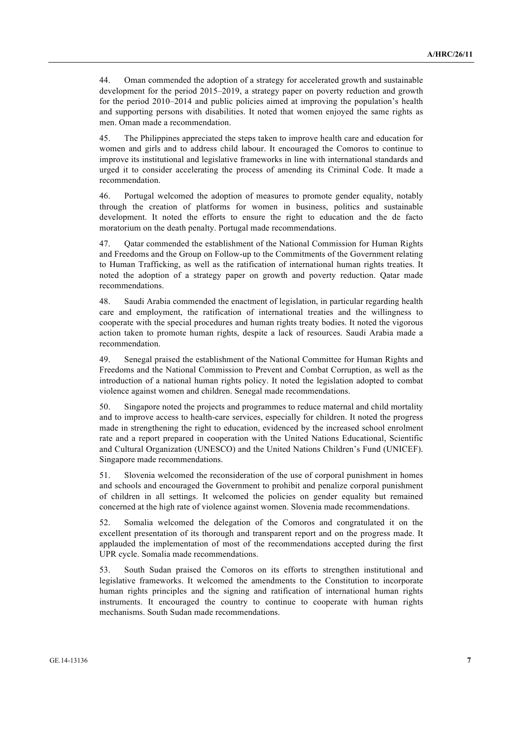44. Oman commended the adoption of a strategy for accelerated growth and sustainable development for the period 2015–2019, a strategy paper on poverty reduction and growth for the period 2010–2014 and public policies aimed at improving the population's health and supporting persons with disabilities. It noted that women enjoyed the same rights as men. Oman made a recommendation.

45. The Philippines appreciated the steps taken to improve health care and education for women and girls and to address child labour. It encouraged the Comoros to continue to improve its institutional and legislative frameworks in line with international standards and urged it to consider accelerating the process of amending its Criminal Code. It made a recommendation.

46. Portugal welcomed the adoption of measures to promote gender equality, notably through the creation of platforms for women in business, politics and sustainable development. It noted the efforts to ensure the right to education and the de facto moratorium on the death penalty. Portugal made recommendations.

47. Qatar commended the establishment of the National Commission for Human Rights and Freedoms and the Group on Follow-up to the Commitments of the Government relating to Human Trafficking, as well as the ratification of international human rights treaties. It noted the adoption of a strategy paper on growth and poverty reduction. Qatar made recommendations.

48. Saudi Arabia commended the enactment of legislation, in particular regarding health care and employment, the ratification of international treaties and the willingness to cooperate with the special procedures and human rights treaty bodies. It noted the vigorous action taken to promote human rights, despite a lack of resources. Saudi Arabia made a recommendation.

49. Senegal praised the establishment of the National Committee for Human Rights and Freedoms and the National Commission to Prevent and Combat Corruption, as well as the introduction of a national human rights policy. It noted the legislation adopted to combat violence against women and children. Senegal made recommendations.

50. Singapore noted the projects and programmes to reduce maternal and child mortality and to improve access to health-care services, especially for children. It noted the progress made in strengthening the right to education, evidenced by the increased school enrolment rate and a report prepared in cooperation with the United Nations Educational, Scientific and Cultural Organization (UNESCO) and the United Nations Children's Fund (UNICEF). Singapore made recommendations.

51. Slovenia welcomed the reconsideration of the use of corporal punishment in homes and schools and encouraged the Government to prohibit and penalize corporal punishment of children in all settings. It welcomed the policies on gender equality but remained concerned at the high rate of violence against women. Slovenia made recommendations.

52. Somalia welcomed the delegation of the Comoros and congratulated it on the excellent presentation of its thorough and transparent report and on the progress made. It applauded the implementation of most of the recommendations accepted during the first UPR cycle. Somalia made recommendations.

53. South Sudan praised the Comoros on its efforts to strengthen institutional and legislative frameworks. It welcomed the amendments to the Constitution to incorporate human rights principles and the signing and ratification of international human rights instruments. It encouraged the country to continue to cooperate with human rights mechanisms. South Sudan made recommendations.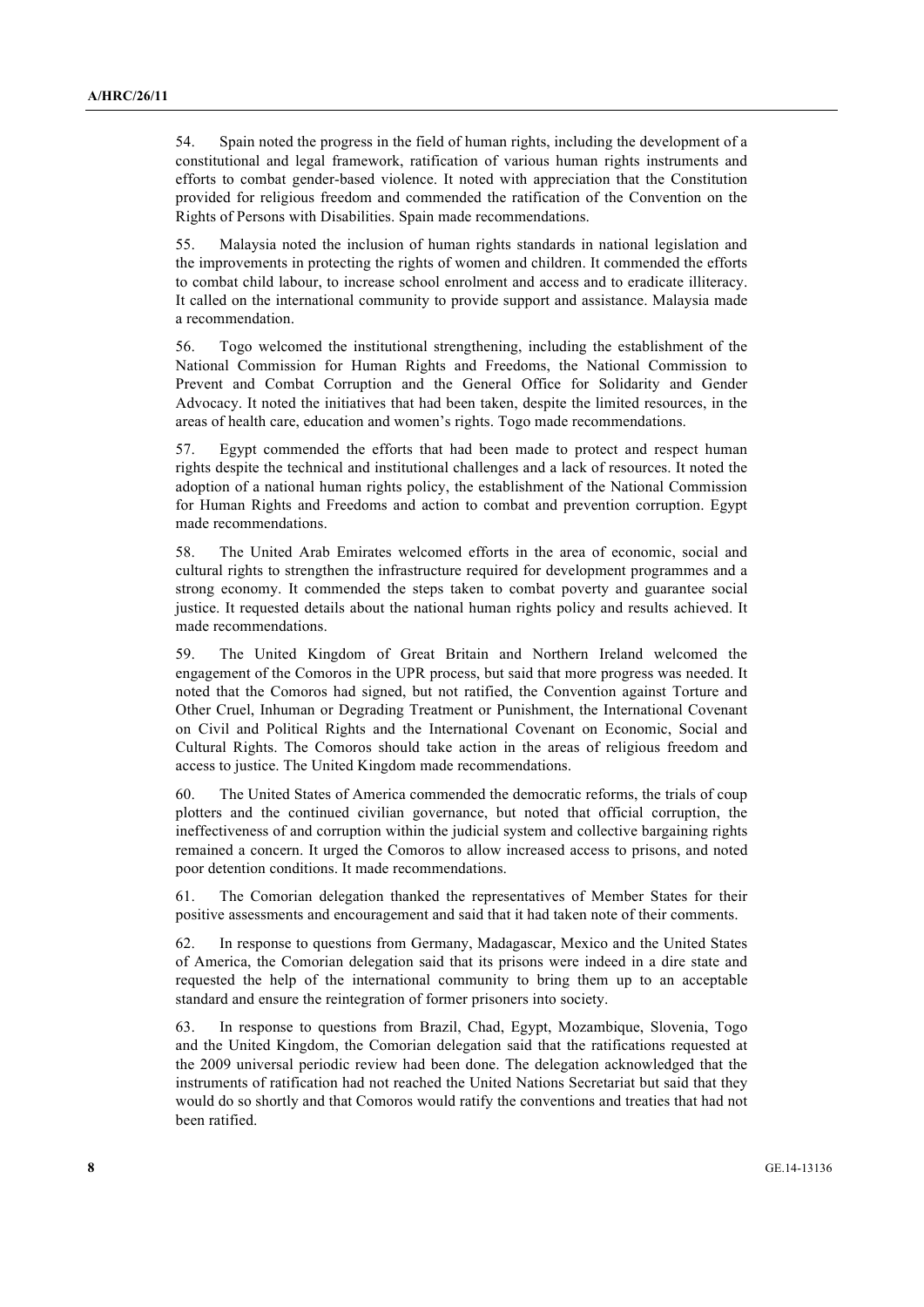54. Spain noted the progress in the field of human rights, including the development of a constitutional and legal framework, ratification of various human rights instruments and efforts to combat gender-based violence. It noted with appreciation that the Constitution provided for religious freedom and commended the ratification of the Convention on the Rights of Persons with Disabilities. Spain made recommendations.

55. Malaysia noted the inclusion of human rights standards in national legislation and the improvements in protecting the rights of women and children. It commended the efforts to combat child labour, to increase school enrolment and access and to eradicate illiteracy. It called on the international community to provide support and assistance. Malaysia made a recommendation.

56. Togo welcomed the institutional strengthening, including the establishment of the National Commission for Human Rights and Freedoms, the National Commission to Prevent and Combat Corruption and the General Office for Solidarity and Gender Advocacy. It noted the initiatives that had been taken, despite the limited resources, in the areas of health care, education and women's rights. Togo made recommendations.

57. Egypt commended the efforts that had been made to protect and respect human rights despite the technical and institutional challenges and a lack of resources. It noted the adoption of a national human rights policy, the establishment of the National Commission for Human Rights and Freedoms and action to combat and prevention corruption. Egypt made recommendations.

58. The United Arab Emirates welcomed efforts in the area of economic, social and cultural rights to strengthen the infrastructure required for development programmes and a strong economy. It commended the steps taken to combat poverty and guarantee social justice. It requested details about the national human rights policy and results achieved. It made recommendations.

59. The United Kingdom of Great Britain and Northern Ireland welcomed the engagement of the Comoros in the UPR process, but said that more progress was needed. It noted that the Comoros had signed, but not ratified, the Convention against Torture and Other Cruel, Inhuman or Degrading Treatment or Punishment, the International Covenant on Civil and Political Rights and the International Covenant on Economic, Social and Cultural Rights. The Comoros should take action in the areas of religious freedom and access to justice. The United Kingdom made recommendations.

60. The United States of America commended the democratic reforms, the trials of coup plotters and the continued civilian governance, but noted that official corruption, the ineffectiveness of and corruption within the judicial system and collective bargaining rights remained a concern. It urged the Comoros to allow increased access to prisons, and noted poor detention conditions. It made recommendations.

61. The Comorian delegation thanked the representatives of Member States for their positive assessments and encouragement and said that it had taken note of their comments.

62. In response to questions from Germany, Madagascar, Mexico and the United States of America, the Comorian delegation said that its prisons were indeed in a dire state and requested the help of the international community to bring them up to an acceptable standard and ensure the reintegration of former prisoners into society.

63. In response to questions from Brazil, Chad, Egypt, Mozambique, Slovenia, Togo and the United Kingdom, the Comorian delegation said that the ratifications requested at the 2009 universal periodic review had been done. The delegation acknowledged that the instruments of ratification had not reached the United Nations Secretariat but said that they would do so shortly and that Comoros would ratify the conventions and treaties that had not been ratified.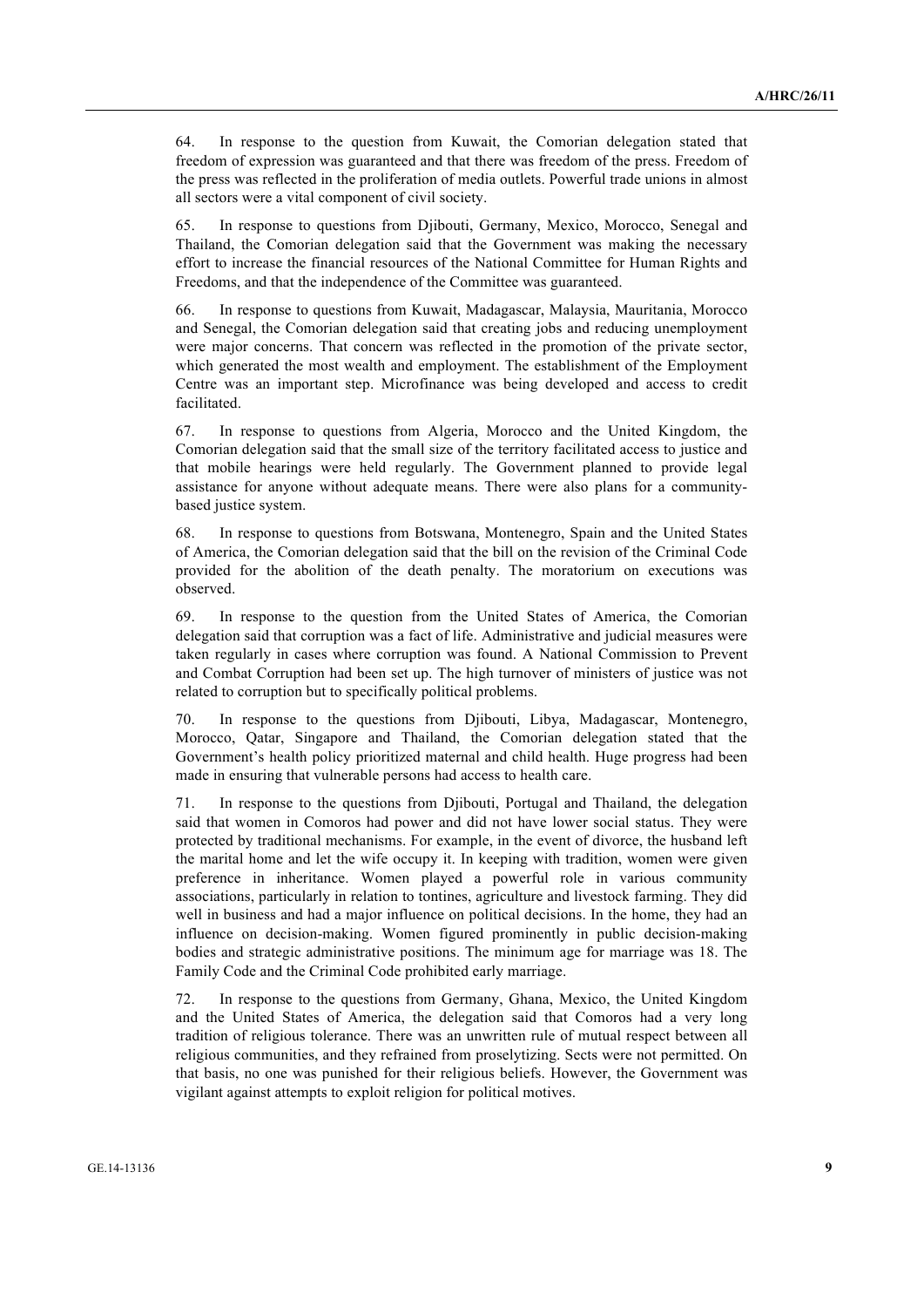64. In response to the question from Kuwait, the Comorian delegation stated that freedom of expression was guaranteed and that there was freedom of the press. Freedom of the press was reflected in the proliferation of media outlets. Powerful trade unions in almost all sectors were a vital component of civil society.

65. In response to questions from Djibouti, Germany, Mexico, Morocco, Senegal and Thailand, the Comorian delegation said that the Government was making the necessary effort to increase the financial resources of the National Committee for Human Rights and Freedoms, and that the independence of the Committee was guaranteed.

66. In response to questions from Kuwait, Madagascar, Malaysia, Mauritania, Morocco and Senegal, the Comorian delegation said that creating jobs and reducing unemployment were major concerns. That concern was reflected in the promotion of the private sector, which generated the most wealth and employment. The establishment of the Employment Centre was an important step. Microfinance was being developed and access to credit facilitated.

67. In response to questions from Algeria, Morocco and the United Kingdom, the Comorian delegation said that the small size of the territory facilitated access to justice and that mobile hearings were held regularly. The Government planned to provide legal assistance for anyone without adequate means. There were also plans for a community-based justice system.

68. In response to questions from Botswana, Montenegro, Spain and the United States of America, the Comorian delegation said that the bill on the revision of the Criminal Code provided for the abolition of the death penalty. The moratorium on executions was observed.

69. In response to the question from the United States of America, the Comorian delegation said that corruption was a fact of life. Administrative and judicial measures were taken regularly in cases where corruption was found. A National Commission to Prevent and Combat Corruption had been set up. The high turnover of ministers of justice was not related to corruption but to specifically political problems.

70. In response to the questions from Djibouti, Libya, Madagascar, Montenegro, Morocco, Qatar, Singapore and Thailand, the Comorian delegation stated that the Government's health policy prioritized maternal and child health. Huge progress had been made in ensuring that vulnerable persons had access to health care.

71. In response to the questions from Djibouti, Portugal and Thailand, the delegation said that women in Comoros had power and did not have lower social status. They were protected by traditional mechanisms. For example, in the event of divorce, the husband left the marital home and let the wife occupy it. In keeping with tradition, women were given preference in inheritance. Women played a powerful role in various community associations, particularly in relation to tontines, agriculture and livestock farming. They did well in business and had a major influence on political decisions. In the home, they had an influence on decision-making. Women figured prominently in public decision-making bodies and strategic administrative positions. The minimum age for marriage was 18. The Family Code and the Criminal Code prohibited early marriage.

72. In response to the questions from Germany, Ghana, Mexico, the United Kingdom and the United States of America, the delegation said that Comoros had a very long tradition of religious tolerance. There was an unwritten rule of mutual respect between all religious communities, and they refrained from proselytizing. Sects were not permitted. On that basis, no one was punished for their religious beliefs. However, the Government was vigilant against attempts to exploit religion for political motives.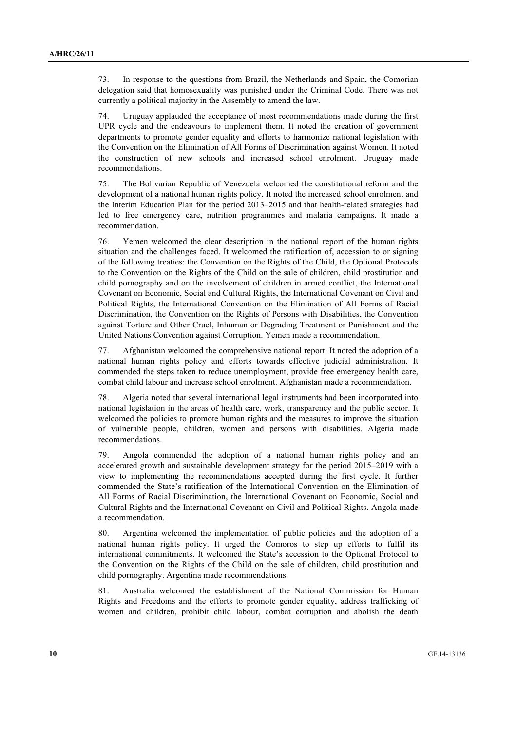73. In response to the questions from Brazil, the Netherlands and Spain, the Comorian delegation said that homosexuality was punished under the Criminal Code. There was not currently a political majority in the Assembly to amend the law.

74. Uruguay applauded the acceptance of most recommendations made during the first UPR cycle and the endeavours to implement them. It noted the creation of government departments to promote gender equality and efforts to harmonize national legislation with the Convention on the Elimination of All Forms of Discrimination against Women. It noted the construction of new schools and increased school enrolment. Uruguay made recommendations.

75. The Bolivarian Republic of Venezuela welcomed the constitutional reform and the development of a national human rights policy. It noted the increased school enrolment and the Interim Education Plan for the period 2013–2015 and that health-related strategies had led to free emergency care, nutrition programmes and malaria campaigns. It made a recommendation.

76. Yemen welcomed the clear description in the national report of the human rights situation and the challenges faced. It welcomed the ratification of, accession to or signing of the following treaties: the Convention on the Rights of the Child, the Optional Protocols to the Convention on the Rights of the Child on the sale of children, child prostitution and child pornography and on the involvement of children in armed conflict, the International Covenant on Economic, Social and Cultural Rights, the International Covenant on Civil and Political Rights, the International Convention on the Elimination of All Forms of Racial Discrimination, the Convention on the Rights of Persons with Disabilities, the Convention against Torture and Other Cruel, Inhuman or Degrading Treatment or Punishment and the United Nations Convention against Corruption. Yemen made a recommendation.

77. Afghanistan welcomed the comprehensive national report. It noted the adoption of a national human rights policy and efforts towards effective judicial administration. It commended the steps taken to reduce unemployment, provide free emergency health care, combat child labour and increase school enrolment. Afghanistan made a recommendation.

78. Algeria noted that several international legal instruments had been incorporated into national legislation in the areas of health care, work, transparency and the public sector. It welcomed the policies to promote human rights and the measures to improve the situation of vulnerable people, children, women and persons with disabilities. Algeria made recommendations.

79. Angola commended the adoption of a national human rights policy and an accelerated growth and sustainable development strategy for the period 2015–2019 with a view to implementing the recommendations accepted during the first cycle. It further commended the State's ratification of the International Convention on the Elimination of All Forms of Racial Discrimination, the International Covenant on Economic, Social and Cultural Rights and the International Covenant on Civil and Political Rights. Angola made a recommendation.

80. Argentina welcomed the implementation of public policies and the adoption of a national human rights policy. It urged the Comoros to step up efforts to fulfil its international commitments. It welcomed the State's accession to the Optional Protocol to the Convention on the Rights of the Child on the sale of children, child prostitution and child pornography. Argentina made recommendations.

81. Australia welcomed the establishment of the National Commission for Human Rights and Freedoms and the efforts to promote gender equality, address trafficking of women and children, prohibit child labour, combat corruption and abolish the death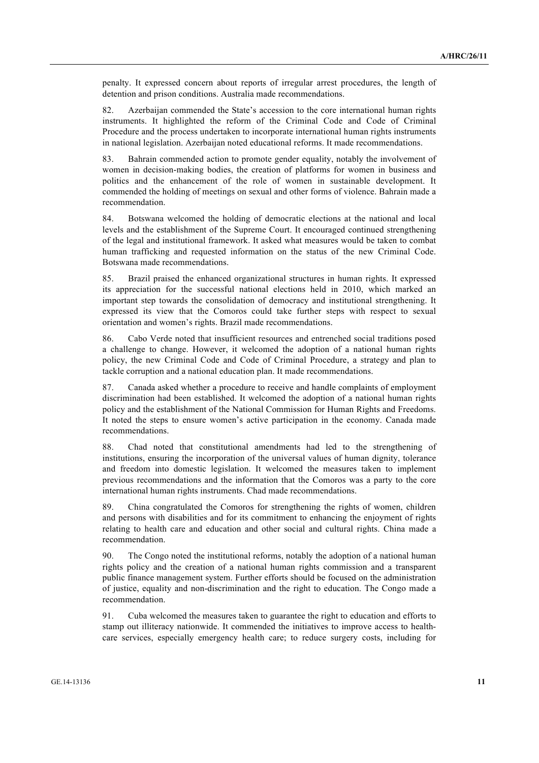penalty. It expressed concern about reports of irregular arrest procedures, the length of detention and prison conditions. Australia made recommendations.

82. Azerbaijan commended the State's accession to the core international human rights instruments. It highlighted the reform of the Criminal Code and Code of Criminal Procedure and the process undertaken to incorporate international human rights instruments in national legislation. Azerbaijan noted educational reforms. It made recommendations.

83. Bahrain commended action to promote gender equality, notably the involvement of women in decision-making bodies, the creation of platforms for women in business and politics and the enhancement of the role of women in sustainable development. It commended the holding of meetings on sexual and other forms of violence. Bahrain made a recommendation.

84. Botswana welcomed the holding of democratic elections at the national and local levels and the establishment of the Supreme Court. It encouraged continued strengthening of the legal and institutional framework. It asked what measures would be taken to combat human trafficking and requested information on the status of the new Criminal Code. Botswana made recommendations.

85. Brazil praised the enhanced organizational structures in human rights. It expressed its appreciation for the successful national elections held in 2010, which marked an important step towards the consolidation of democracy and institutional strengthening. It expressed its view that the Comoros could take further steps with respect to sexual orientation and women's rights. Brazil made recommendations.

86. Cabo Verde noted that insufficient resources and entrenched social traditions posed a challenge to change. However, it welcomed the adoption of a national human rights policy, the new Criminal Code and Code of Criminal Procedure, a strategy and plan to tackle corruption and a national education plan. It made recommendations.

87. Canada asked whether a procedure to receive and handle complaints of employment discrimination had been established. It welcomed the adoption of a national human rights policy and the establishment of the National Commission for Human Rights and Freedoms. It noted the steps to ensure women's active participation in the economy. Canada made recommendations.

88. Chad noted that constitutional amendments had led to the strengthening of institutions, ensuring the incorporation of the universal values of human dignity, tolerance and freedom into domestic legislation. It welcomed the measures taken to implement previous recommendations and the information that the Comoros was a party to the core international human rights instruments. Chad made recommendations.

89. China congratulated the Comoros for strengthening the rights of women, children and persons with disabilities and for its commitment to enhancing the enjoyment of rights relating to health care and education and other social and cultural rights. China made a recommendation.

90. The Congo noted the institutional reforms, notably the adoption of a national human rights policy and the creation of a national human rights commission and a transparent public finance management system. Further efforts should be focused on the administration of justice, equality and non-discrimination and the right to education. The Congo made a recommendation.

91. Cuba welcomed the measures taken to guarantee the right to education and efforts to stamp out illiteracy nationwide. It commended the initiatives to improve access to health-care services, especially emergency health care; to reduce surgery costs, including for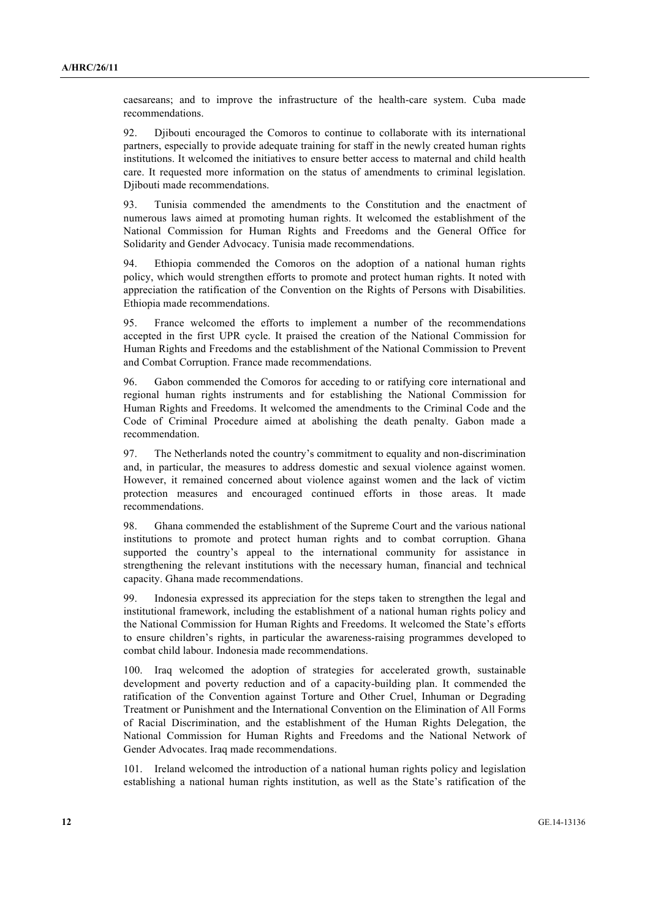caesareans; and to improve the infrastructure of the health-care system. Cuba made recommendations.

92. Djibouti encouraged the Comoros to continue to collaborate with its international partners, especially to provide adequate training for staff in the newly created human rights institutions. It welcomed the initiatives to ensure better access to maternal and child health care. It requested more information on the status of amendments to criminal legislation. Djibouti made recommendations.

93. Tunisia commended the amendments to the Constitution and the enactment of numerous laws aimed at promoting human rights. It welcomed the establishment of the National Commission for Human Rights and Freedoms and the General Office for Solidarity and Gender Advocacy. Tunisia made recommendations.

94. Ethiopia commended the Comoros on the adoption of a national human rights policy, which would strengthen efforts to promote and protect human rights. It noted with appreciation the ratification of the Convention on the Rights of Persons with Disabilities. Ethiopia made recommendations.

95. France welcomed the efforts to implement a number of the recommendations accepted in the first UPR cycle. It praised the creation of the National Commission for Human Rights and Freedoms and the establishment of the National Commission to Prevent and Combat Corruption. France made recommendations.

96. Gabon commended the Comoros for acceding to or ratifying core international and regional human rights instruments and for establishing the National Commission for Human Rights and Freedoms. It welcomed the amendments to the Criminal Code and the Code of Criminal Procedure aimed at abolishing the death penalty. Gabon made a recommendation.

97. The Netherlands noted the country's commitment to equality and non-discrimination and, in particular, the measures to address domestic and sexual violence against women. However, it remained concerned about violence against women and the lack of victim protection measures and encouraged continued efforts in those areas. It made recommendations.

98. Ghana commended the establishment of the Supreme Court and the various national institutions to promote and protect human rights and to combat corruption. Ghana supported the country's appeal to the international community for assistance in strengthening the relevant institutions with the necessary human, financial and technical capacity. Ghana made recommendations.

99. Indonesia expressed its appreciation for the steps taken to strengthen the legal and institutional framework, including the establishment of a national human rights policy and the National Commission for Human Rights and Freedoms. It welcomed the State's efforts to ensure children's rights, in particular the awareness-raising programmes developed to combat child labour. Indonesia made recommendations.

100. Iraq welcomed the adoption of strategies for accelerated growth, sustainable development and poverty reduction and of a capacity-building plan. It commended the ratification of the Convention against Torture and Other Cruel, Inhuman or Degrading Treatment or Punishment and the International Convention on the Elimination of All Forms of Racial Discrimination, and the establishment of the Human Rights Delegation, the National Commission for Human Rights and Freedoms and the National Network of Gender Advocates. Iraq made recommendations.

101. Ireland welcomed the introduction of a national human rights policy and legislation establishing a national human rights institution, as well as the State's ratification of the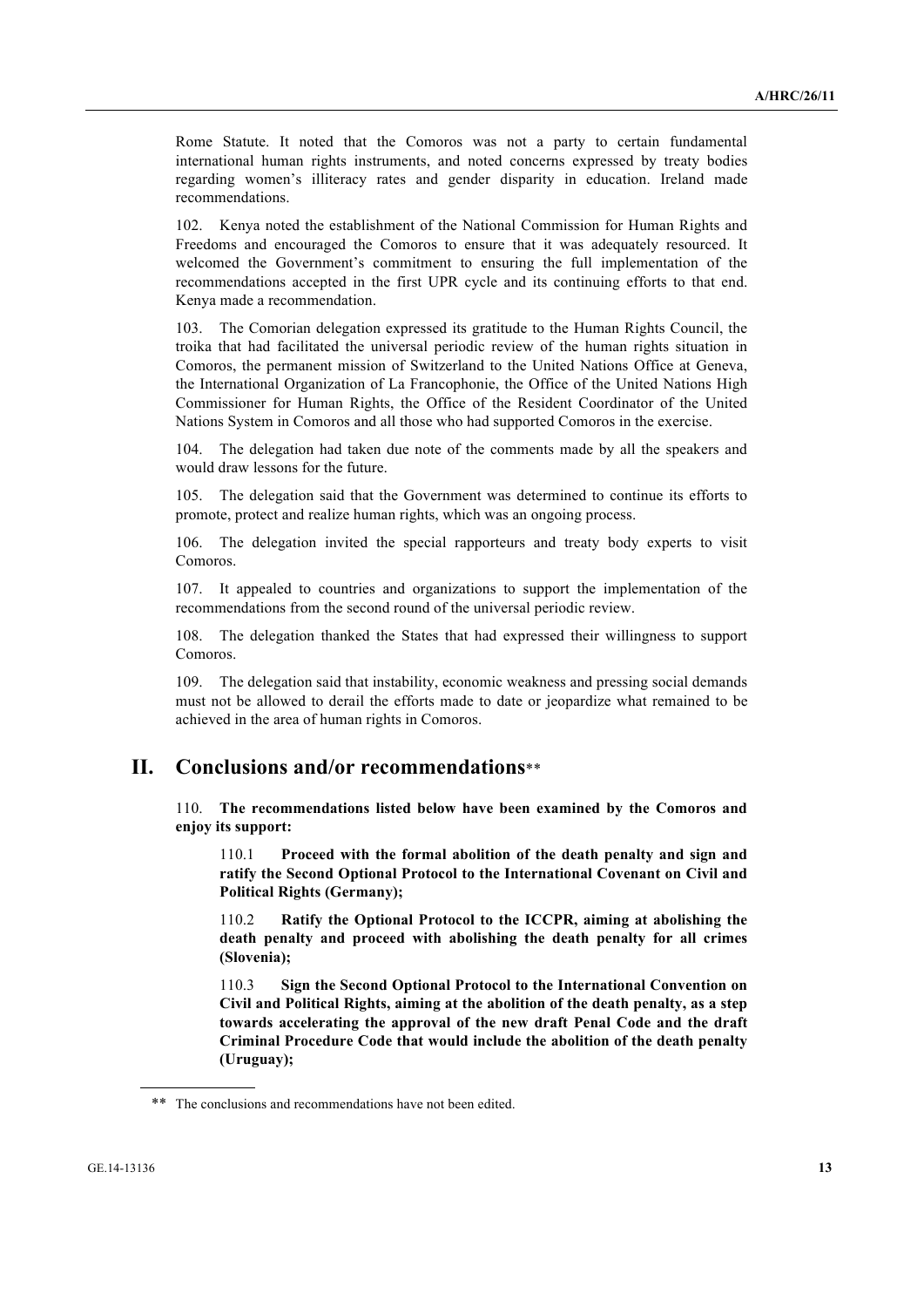Rome Statute. It noted that the Comoros was not a party to certain fundamental international human rights instruments, and noted concerns expressed by treaty bodies regarding women's illiteracy rates and gender disparity in education. Ireland made recommendations.

102. Kenya noted the establishment of the National Commission for Human Rights and Freedoms and encouraged the Comoros to ensure that it was adequately resourced. It welcomed the Government's commitment to ensuring the full implementation of the recommendations accepted in the first UPR cycle and its continuing efforts to that end. Kenya made a recommendation.

103. The Comorian delegation expressed its gratitude to the Human Rights Council, the troika that had facilitated the universal periodic review of the human rights situation in Comoros, the permanent mission of Switzerland to the United Nations Office at Geneva, the International Organization of La Francophonie, the Office of the United Nations High Commissioner for Human Rights, the Office of the Resident Coordinator of the United Nations System in Comoros and all those who had supported Comoros in the exercise.

104. The delegation had taken due note of the comments made by all the speakers and would draw lessons for the future.

105. The delegation said that the Government was determined to continue its efforts to promote, protect and realize human rights, which was an ongoing process.

106. The delegation invited the special rapporteurs and treaty body experts to visit Comoros.

107. It appealed to countries and organizations to support the implementation of the recommendations from the second round of the universal periodic review.

108. The delegation thanked the States that had expressed their willingness to support Comoros.

109. The delegation said that instability, economic weakness and pressing social demands must not be allowed to derail the efforts made to date or jeopardize what remained to be achieved in the area of human rights in Comoros.

## II. Conclusions and/or recommendations**

110. **The recommendations listed below have been examined by the Comoros and enjoy its support:**

110.1 **Proceed with the formal abolition of the death penalty and sign and ratify the Second Optional Protocol to the International Covenant on Civil and Political Rights (Germany);**

110.2 **Ratify the Optional Protocol to the ICCPR, aiming at abolishing the death penalty and proceed with abolishing the death penalty for all crimes (Slovenia);**

110.3 **Sign the Second Optional Protocol to the International Convention on Civil and Political Rights, aiming at the abolition of the death penalty, as a step towards accelerating the approval of the new draft Penal Code and the draft Criminal Procedure Code that would include the abolition of the death penalty (Uruguay);**

** The conclusions and recommendations have not been edited.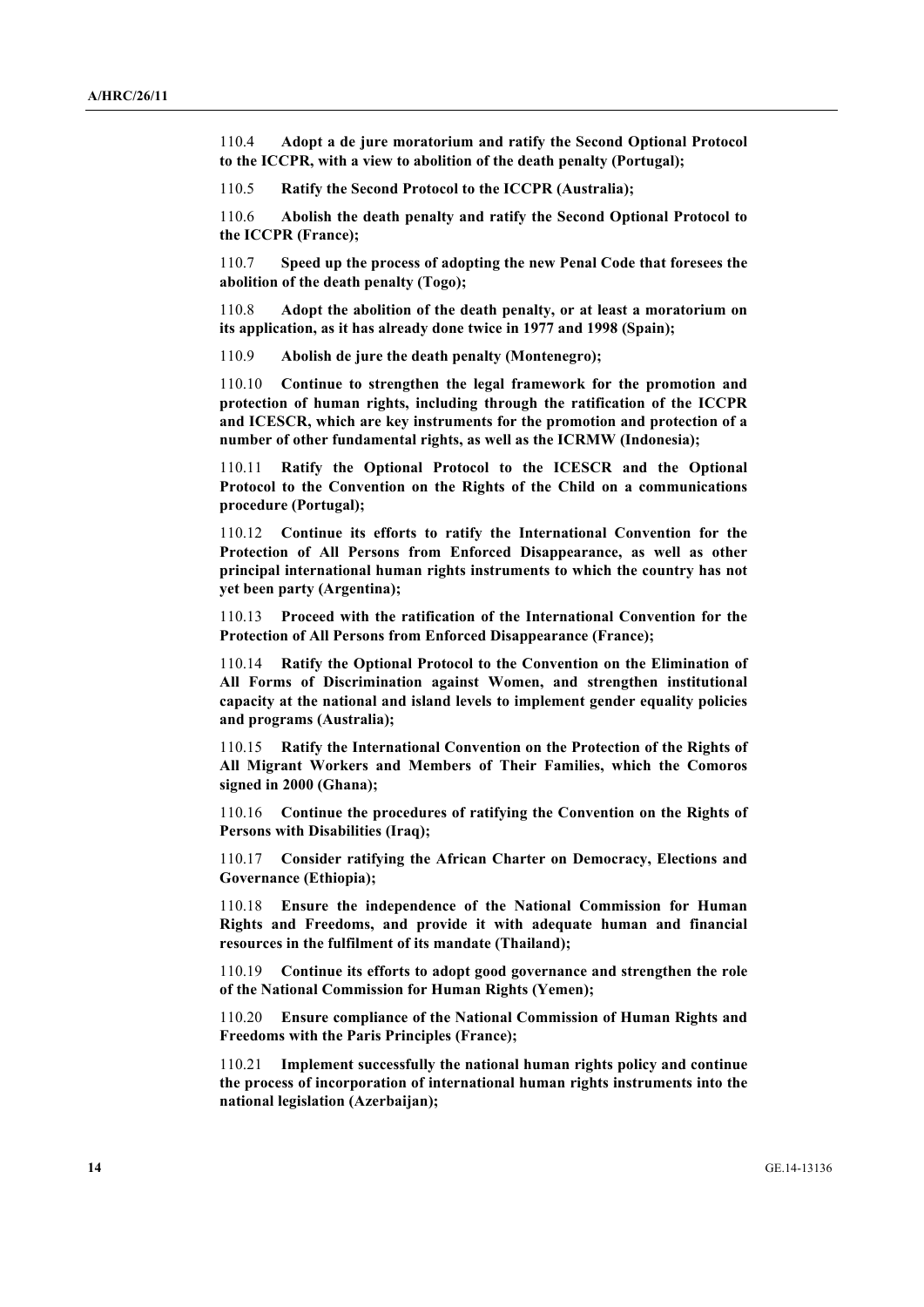110.4 **Adopt a de jure moratorium and ratify the Second Optional Protocol to the ICCPR, with a view to abolition of the death penalty (Portugal);**

110.5 **Ratify the Second Protocol to the ICCPR (Australia);**

110.6 **Abolish the death penalty and ratify the Second Optional Protocol to the ICCPR (France);**

110.7 **Speed up the process of adopting the new Penal Code that foresees the abolition of the death penalty (Togo);**

110.8 **Adopt the abolition of the death penalty, or at least a moratorium on its application, as it has already done twice in 1977 and 1998 (Spain);**

110.9 **Abolish de jure the death penalty (Montenegro);**

110.10 **Continue to strengthen the legal framework for the promotion and protection of human rights, including through the ratification of the ICCPR and ICESCR, which are key instruments for the promotion and protection of a number of other fundamental rights, as well as the ICRMW (Indonesia);**

110.11 **Ratify the Optional Protocol to the ICESCR and the Optional Protocol to the Convention on the Rights of the Child on a communications procedure (Portugal);**

110.12 **Continue its efforts to ratify the International Convention for the Protection of All Persons from Enforced Disappearance, as well as other principal international human rights instruments to which the country has not yet been party (Argentina);**

110.13 **Proceed with the ratification of the International Convention for the Protection of All Persons from Enforced Disappearance (France);**

110.14 **Ratify the Optional Protocol to the Convention on the Elimination of All Forms of Discrimination against Women, and strengthen institutional capacity at the national and island levels to implement gender equality policies and programs (Australia);**

110.15 **Ratify the International Convention on the Protection of the Rights of All Migrant Workers and Members of Their Families, which the Comoros signed in 2000 (Ghana);**

110.16 **Continue the procedures of ratifying the Convention on the Rights of Persons with Disabilities (Iraq);**

110.17 **Consider ratifying the African Charter on Democracy, Elections and Governance (Ethiopia);**

110.18 **Ensure the independence of the National Commission for Human Rights and Freedoms, and provide it with adequate human and financial resources in the fulfilment of its mandate (Thailand);**

110.19 **Continue its efforts to adopt good governance and strengthen the role of the National Commission for Human Rights (Yemen);**

110.20 **Ensure compliance of the National Commission of Human Rights and Freedoms with the Paris Principles (France);**

110.21 **Implement successfully the national human rights policy and continue the process of incorporation of international human rights instruments into the national legislation (Azerbaijan);**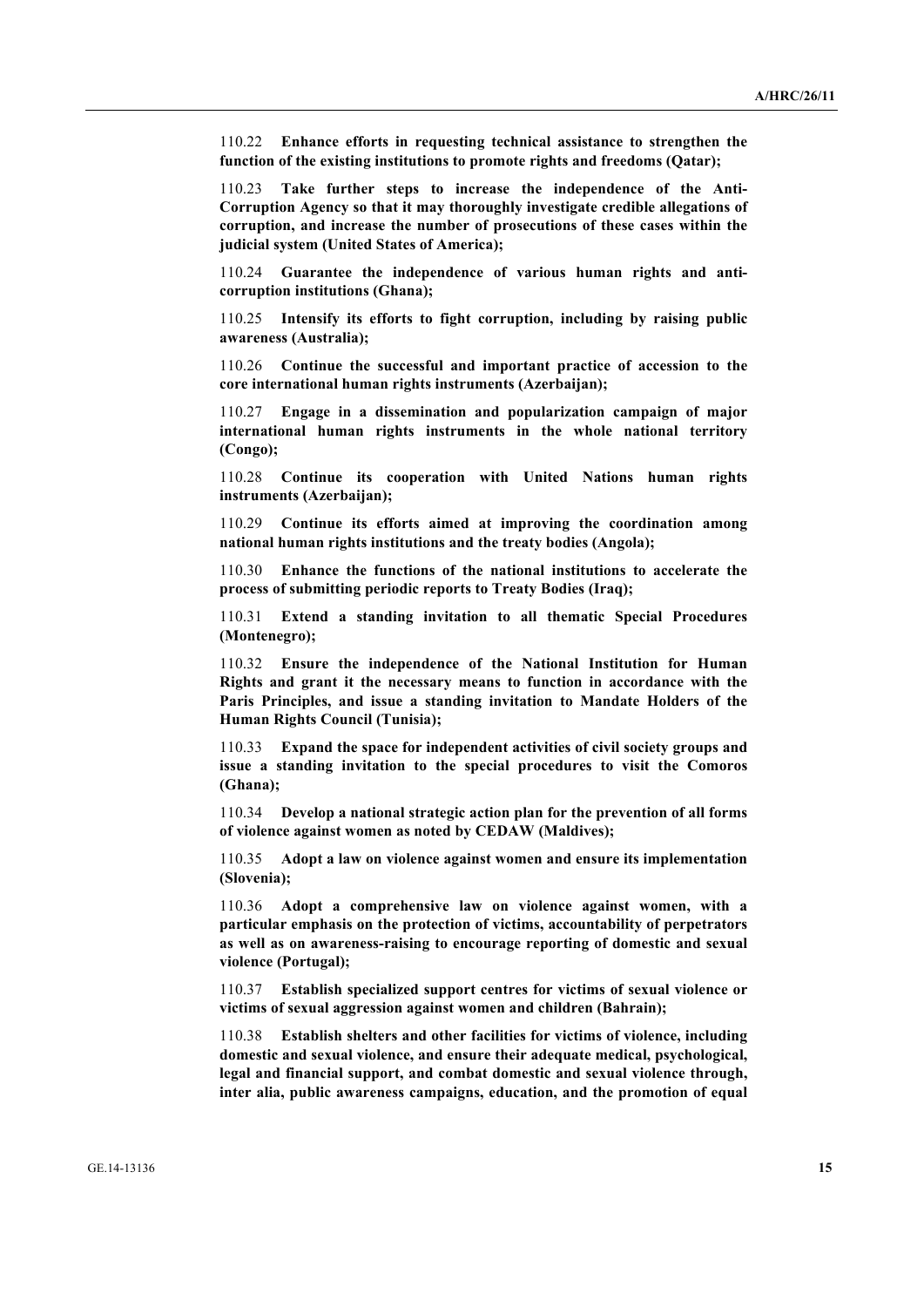110.22 **Enhance efforts in requesting technical assistance to strengthen the function of the existing institutions to promote rights and freedoms (Qatar);**

110.23 **Take further steps to increase the independence of the Anti-Corruption Agency so that it may thoroughly investigate credible allegations of corruption, and increase the number of prosecutions of these cases within the judicial system (United States of America);**

110.24 **Guarantee the independence of various human rights and anti-corruption institutions (Ghana);**

110.25 **Intensify its efforts to fight corruption, including by raising public awareness (Australia);**

110.26 **Continue the successful and important practice of accession to the core international human rights instruments (Azerbaijan);**

110.27 **Engage in a dissemination and popularization campaign of major international human rights instruments in the whole national territory (Congo);**

110.28 **Continue its cooperation with United Nations human rights instruments (Azerbaijan);**

110.29 **Continue its efforts aimed at improving the coordination among national human rights institutions and the treaty bodies (Angola);**

110.30 **Enhance the functions of the national institutions to accelerate the process of submitting periodic reports to Treaty Bodies (Iraq);**

110.31 **Extend a standing invitation to all thematic Special Procedures (Montenegro);**

110.32 **Ensure the independence of the National Institution for Human Rights and grant it the necessary means to function in accordance with the Paris Principles, and issue a standing invitation to Mandate Holders of the Human Rights Council (Tunisia);**

110.33 **Expand the space for independent activities of civil society groups and issue a standing invitation to the special procedures to visit the Comoros (Ghana);**

110.34 **Develop a national strategic action plan for the prevention of all forms of violence against women as noted by CEDAW (Maldives);**

110.35 **Adopt a law on violence against women and ensure its implementation (Slovenia);**

110.36 **Adopt a comprehensive law on violence against women, with a particular emphasis on the protection of victims, accountability of perpetrators as well as on awareness-raising to encourage reporting of domestic and sexual violence (Portugal);**

110.37 **Establish specialized support centres for victims of sexual violence or victims of sexual aggression against women and children (Bahrain);**

110.38 **Establish shelters and other facilities for victims of violence, including domestic and sexual violence, and ensure their adequate medical, psychological, legal and financial support, and combat domestic and sexual violence through, inter alia, public awareness campaigns, education, and the promotion of equal**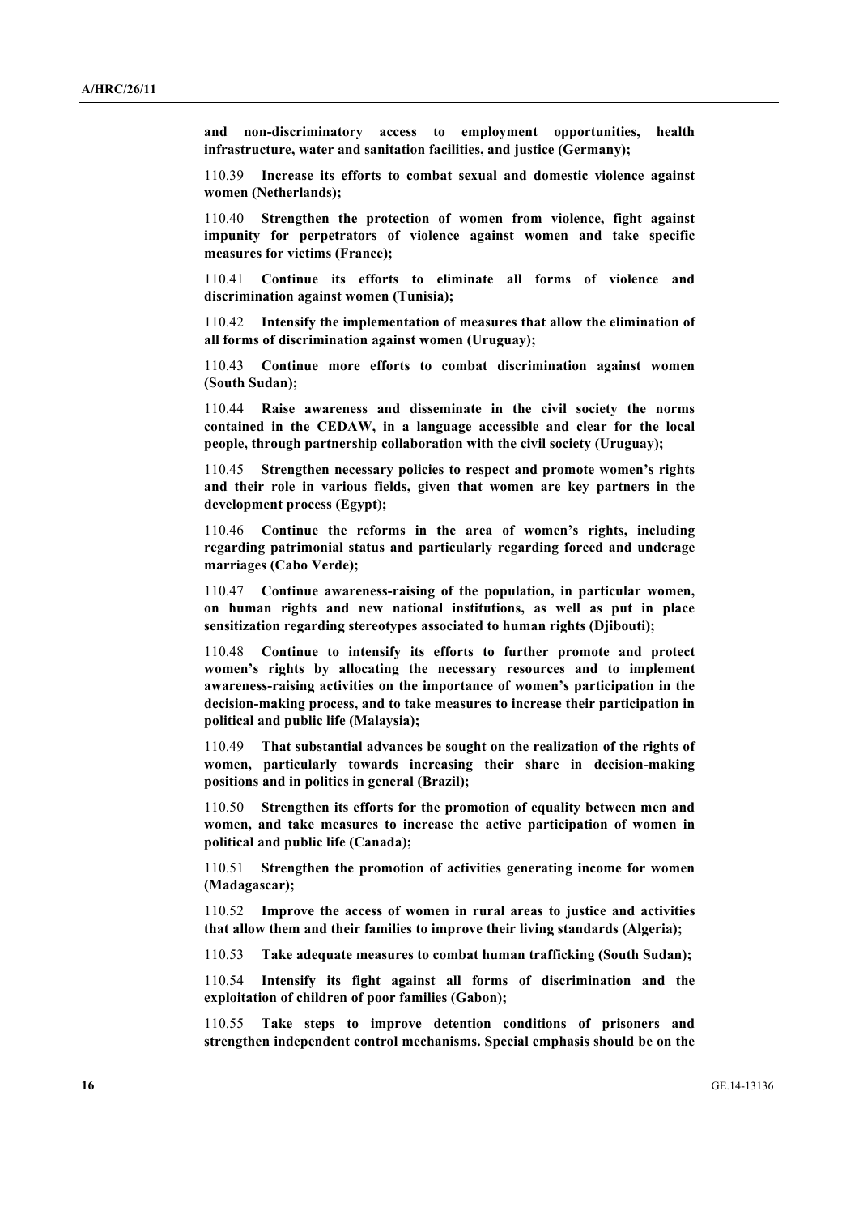**and non-discriminatory access to employment opportunities, health infrastructure, water and sanitation facilities, and justice (Germany);**

110.39 **Increase its efforts to combat sexual and domestic violence against women (Netherlands);**

110.40 **Strengthen the protection of women from violence, fight against impunity for perpetrators of violence against women and take specific measures for victims (France);**

110.41 **Continue its efforts to eliminate all forms of violence and discrimination against women (Tunisia);**

110.42 **Intensify the implementation of measures that allow the elimination of all forms of discrimination against women (Uruguay);**

110.43 **Continue more efforts to combat discrimination against women (South Sudan);**

110.44 **Raise awareness and disseminate in the civil society the norms contained in the CEDAW, in a language accessible and clear for the local people, through partnership collaboration with the civil society (Uruguay);**

110.45 **Strengthen necessary policies to respect and promote women's rights and their role in various fields, given that women are key partners in the development process (Egypt);**

110.46 **Continue the reforms in the area of women's rights, including regarding patrimonial status and particularly regarding forced and underage marriages (Cabo Verde);**

110.47 **Continue awareness-raising of the population, in particular women, on human rights and new national institutions, as well as put in place sensitization regarding stereotypes associated to human rights (Djibouti);**

110.48 **Continue to intensify its efforts to further promote and protect women's rights by allocating the necessary resources and to implement awareness-raising activities on the importance of women's participation in the decision-making process, and to take measures to increase their participation in political and public life (Malaysia);**

110.49 **That substantial advances be sought on the realization of the rights of women, particularly towards increasing their share in decision-making positions and in politics in general (Brazil);**

110.50 **Strengthen its efforts for the promotion of equality between men and women, and take measures to increase the active participation of women in political and public life (Canada);**

110.51 **Strengthen the promotion of activities generating income for women (Madagascar);**

110.52 **Improve the access of women in rural areas to justice and activities that allow them and their families to improve their living standards (Algeria);**

110.53 **Take adequate measures to combat human trafficking (South Sudan);**

110.54 **Intensify its fight against all forms of discrimination and the exploitation of children of poor families (Gabon);**

110.55 **Take steps to improve detention conditions of prisoners and strengthen independent control mechanisms. Special emphasis should be on the**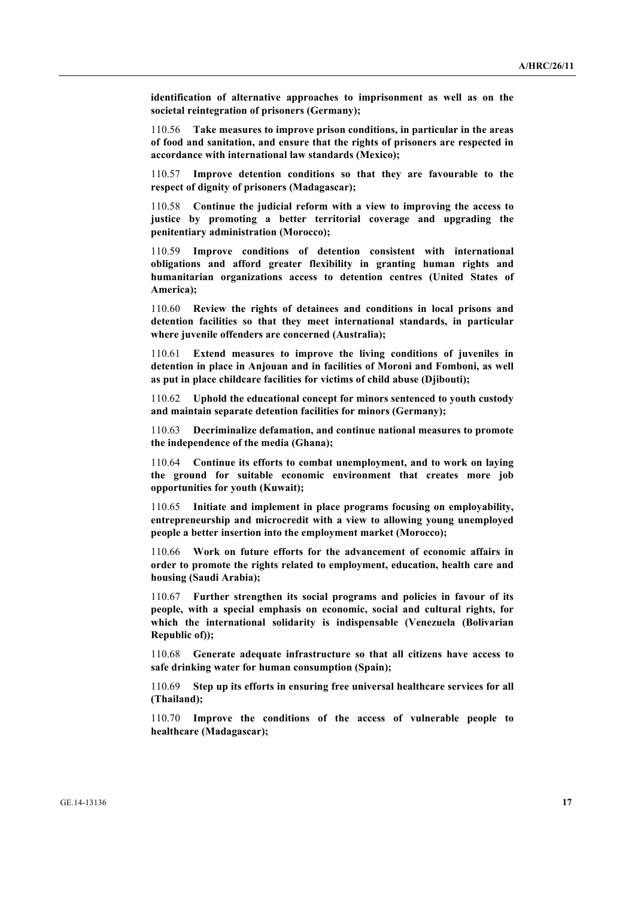**identification of alternative approaches to imprisonment as well as on the societal reintegration of prisoners (Germany);**

110.56 **Take measures to improve prison conditions, in particular in the areas of food and sanitation, and ensure that the rights of prisoners are respected in accordance with international law standards (Mexico);**

110.57 **Improve detention conditions so that they are favourable to the respect of dignity of prisoners (Madagascar);**

110.58 **Continue the judicial reform with a view to improving the access to justice by promoting a better territorial coverage and upgrading the penitentiary administration (Morocco);**

110.59 **Improve conditions of detention consistent with international obligations and afford greater flexibility in granting human rights and humanitarian organizations access to detention centres (United States of America);**

110.60 **Review the rights of detainees and conditions in local prisons and detention facilities so that they meet international standards, in particular where juvenile offenders are concerned (Australia);**

110.61 **Extend measures to improve the living conditions of juveniles in detention in place in Anjouan and in facilities of Moroni and Fomboni, as well as put in place childcare facilities for victims of child abuse (Djibouti);**

110.62 **Uphold the educational concept for minors sentenced to youth custody and maintain separate detention facilities for minors (Germany);**

110.63 **Decriminalize defamation, and continue national measures to promote the independence of the media (Ghana);**

110.64 **Continue its efforts to combat unemployment, and to work on laying the ground for suitable economic environment that creates more job opportunities for youth (Kuwait);**

110.65 **Initiate and implement in place programs focusing on employability, entrepreneurship and microcredit with a view to allowing young unemployed people a better insertion into the employment market (Morocco);**

110.66 **Work on future efforts for the advancement of economic affairs in order to promote the rights related to employment, education, health care and housing (Saudi Arabia);**

110.67 **Further strengthen its social programs and policies in favour of its people, with a special emphasis on economic, social and cultural rights, for which the international solidarity is indispensable (Venezuela (Bolivarian Republic of));**

110.68 **Generate adequate infrastructure so that all citizens have access to safe drinking water for human consumption (Spain);**

110.69 **Step up its efforts in ensuring free universal healthcare services for all (Thailand);**

110.70 **Improve the conditions of the access of vulnerable people to healthcare (Madagascar);**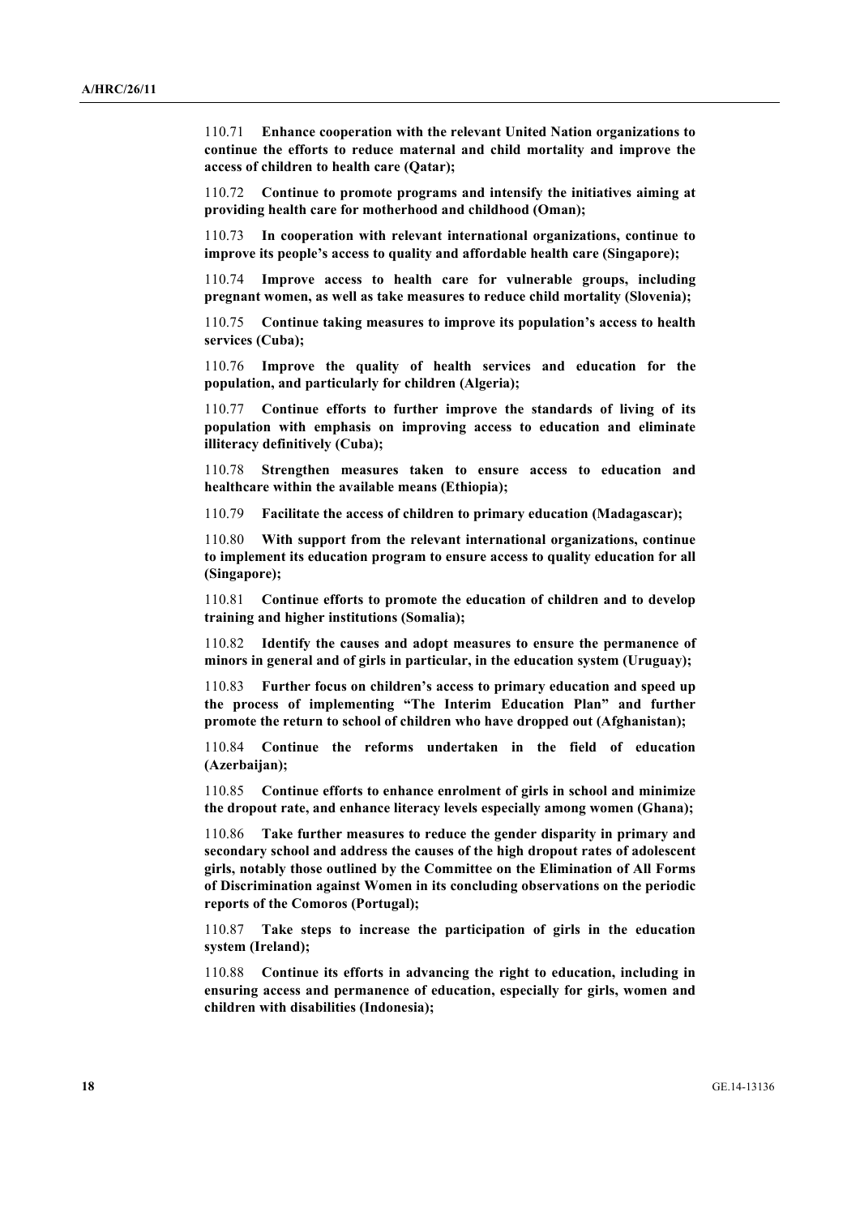110.71 **Enhance cooperation with the relevant United Nation organizations to continue the efforts to reduce maternal and child mortality and improve the access of children to health care (Qatar);**

110.72 **Continue to promote programs and intensify the initiatives aiming at providing health care for motherhood and childhood (Oman);**

110.73 **In cooperation with relevant international organizations, continue to improve its people's access to quality and affordable health care (Singapore);**

110.74 **Improve access to health care for vulnerable groups, including pregnant women, as well as take measures to reduce child mortality (Slovenia);**

110.75 **Continue taking measures to improve its population's access to health services (Cuba);**

110.76 **Improve the quality of health services and education for the population, and particularly for children (Algeria);**

110.77 **Continue efforts to further improve the standards of living of its population with emphasis on improving access to education and eliminate illiteracy definitively (Cuba);**

110.78 **Strengthen measures taken to ensure access to education and healthcare within the available means (Ethiopia);**

110.79 **Facilitate the access of children to primary education (Madagascar);**

110.80 **With support from the relevant international organizations, continue to implement its education program to ensure access to quality education for all (Singapore);**

110.81 **Continue efforts to promote the education of children and to develop training and higher institutions (Somalia);**

110.82 **Identify the causes and adopt measures to ensure the permanence of minors in general and of girls in particular, in the education system (Uruguay);**

110.83 **Further focus on children's access to primary education and speed up the process of implementing "The Interim Education Plan" and further promote the return to school of children who have dropped out (Afghanistan);**

110.84 **Continue the reforms undertaken in the field of education (Azerbaijan);**

110.85 **Continue efforts to enhance enrolment of girls in school and minimize the dropout rate, and enhance literacy levels especially among women (Ghana);**

110.86 **Take further measures to reduce the gender disparity in primary and secondary school and address the causes of the high dropout rates of adolescent girls, notably those outlined by the Committee on the Elimination of All Forms of Discrimination against Women in its concluding observations on the periodic reports of the Comoros (Portugal);**

110.87 **Take steps to increase the participation of girls in the education system (Ireland);**

110.88 **Continue its efforts in advancing the right to education, including in ensuring access and permanence of education, especially for girls, women and children with disabilities (Indonesia);**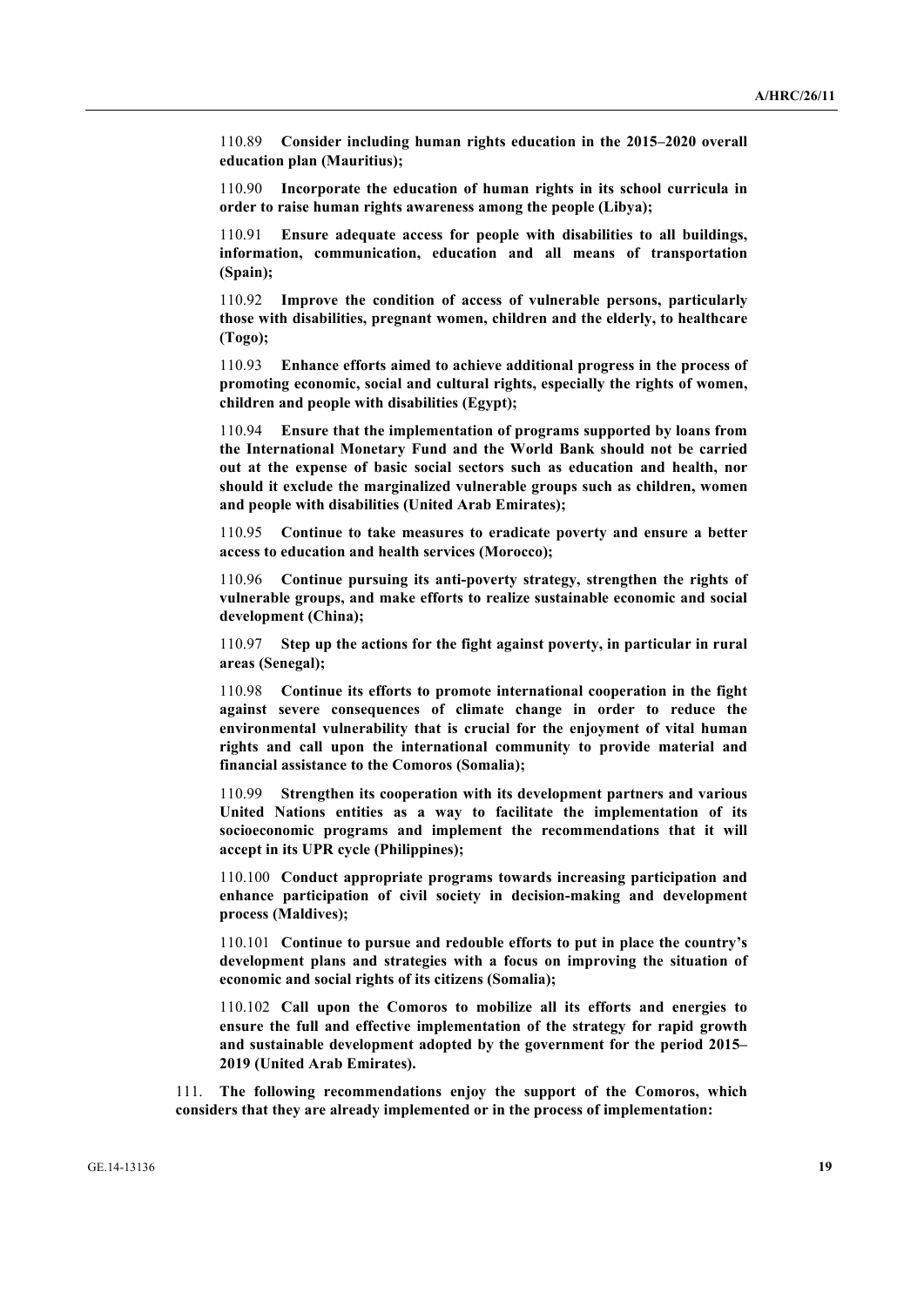110.89 **Consider including human rights education in the 2015–2020 overall education plan (Mauritius);**

110.90 **Incorporate the education of human rights in its school curricula in order to raise human rights awareness among the people (Libya);**

110.91 **Ensure adequate access for people with disabilities to all buildings, information, communication, education and all means of transportation (Spain);**

110.92 **Improve the condition of access of vulnerable persons, particularly those with disabilities, pregnant women, children and the elderly, to healthcare (Togo);**

110.93 **Enhance efforts aimed to achieve additional progress in the process of promoting economic, social and cultural rights, especially the rights of women, children and people with disabilities (Egypt);**

110.94 **Ensure that the implementation of programs supported by loans from the International Monetary Fund and the World Bank should not be carried out at the expense of basic social sectors such as education and health, nor should it exclude the marginalized vulnerable groups such as children, women and people with disabilities (United Arab Emirates);**

110.95 **Continue to take measures to eradicate poverty and ensure a better access to education and health services (Morocco);**

110.96 **Continue pursuing its anti-poverty strategy, strengthen the rights of vulnerable groups, and make efforts to realize sustainable economic and social development (China);**

110.97 **Step up the actions for the fight against poverty, in particular in rural areas (Senegal);**

110.98 **Continue its efforts to promote international cooperation in the fight against severe consequences of climate change in order to reduce the environmental vulnerability that is crucial for the enjoyment of vital human rights and call upon the international community to provide material and financial assistance to the Comoros (Somalia);**

110.99 **Strengthen its cooperation with its development partners and various United Nations entities as a way to facilitate the implementation of its socioeconomic programs and implement the recommendations that it will accept in its UPR cycle (Philippines);**

110.100 **Conduct appropriate programs towards increasing participation and enhance participation of civil society in decision-making and development process (Maldives);**

110.101 **Continue to pursue and redouble efforts to put in place the country's development plans and strategies with a focus on improving the situation of economic and social rights of its citizens (Somalia);**

110.102 **Call upon the Comoros to mobilize all its efforts and energies to ensure the full and effective implementation of the strategy for rapid growth and sustainable development adopted by the government for the period 2015–2019 (United Arab Emirates).**

111. **The following recommendations enjoy the support of the Comoros, which considers that they are already implemented or in the process of implementation:**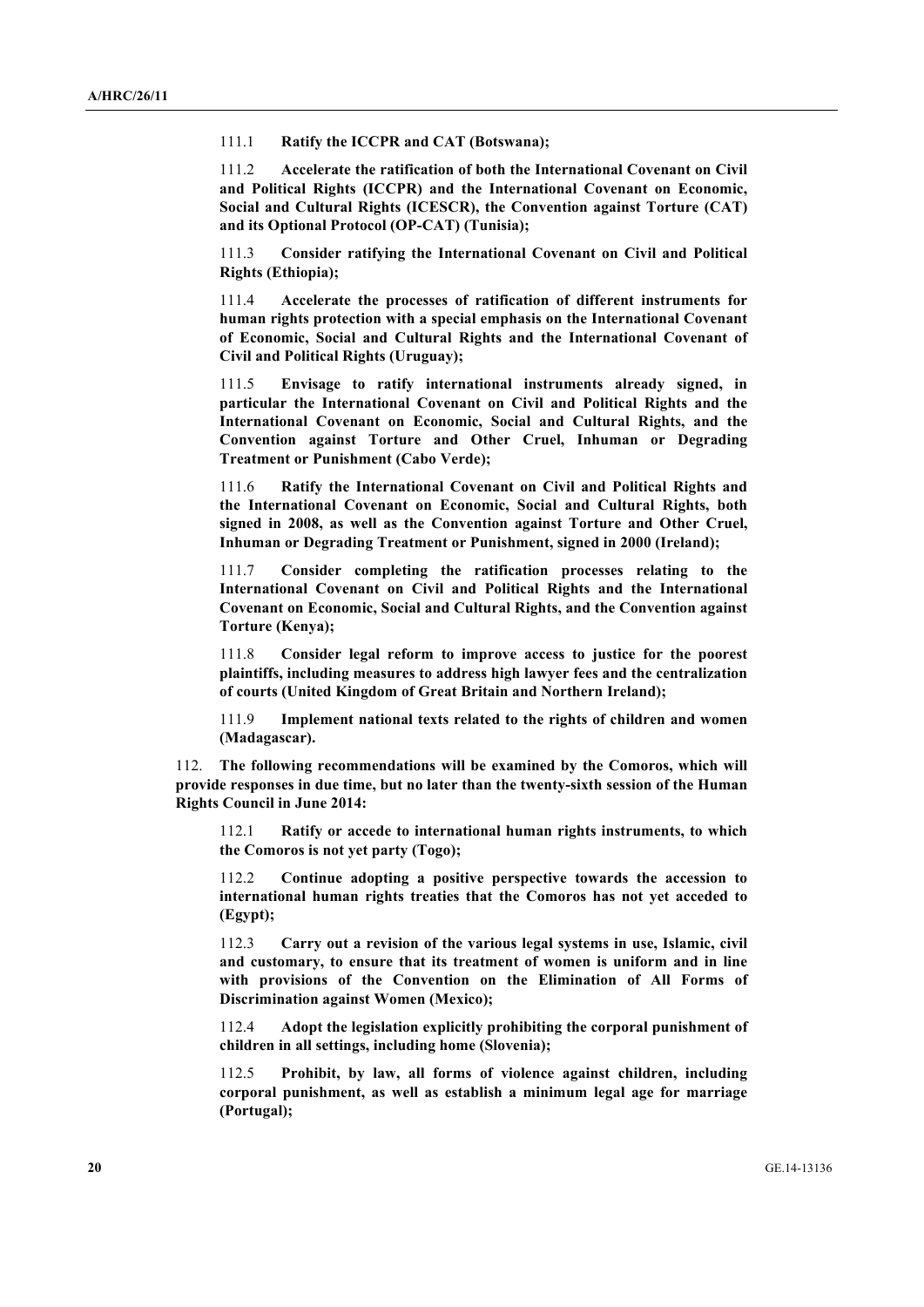111.1 **Ratify the ICCPR and CAT (Botswana);**

111.2 **Accelerate the ratification of both the International Covenant on Civil and Political Rights (ICCPR) and the International Covenant on Economic, Social and Cultural Rights (ICESCR), the Convention against Torture (CAT) and its Optional Protocol (OP-CAT) (Tunisia);**

111.3 **Consider ratifying the International Covenant on Civil and Political Rights (Ethiopia);**

111.4 **Accelerate the processes of ratification of different instruments for human rights protection with a special emphasis on the International Covenant of Economic, Social and Cultural Rights and the International Covenant of Civil and Political Rights (Uruguay);**

111.5 **Envisage to ratify international instruments already signed, in particular the International Covenant on Civil and Political Rights and the International Covenant on Economic, Social and Cultural Rights, and the Convention against Torture and Other Cruel, Inhuman or Degrading Treatment or Punishment (Cabo Verde);**

111.6 **Ratify the International Covenant on Civil and Political Rights and the International Covenant on Economic, Social and Cultural Rights, both signed in 2008, as well as the Convention against Torture and Other Cruel, Inhuman or Degrading Treatment or Punishment, signed in 2000 (Ireland);**

111.7 **Consider completing the ratification processes relating to the International Covenant on Civil and Political Rights and the International Covenant on Economic, Social and Cultural Rights, and the Convention against Torture (Kenya);**

111.8 **Consider legal reform to improve access to justice for the poorest plaintiffs, including measures to address high lawyer fees and the centralization of courts (United Kingdom of Great Britain and Northern Ireland);**

111.9 **Implement national texts related to the rights of children and women (Madagascar).**

112. **The following recommendations will be examined by the Comoros, which will provide responses in due time, but no later than the twenty-sixth session of the Human Rights Council in June 2014:**

112.1 **Ratify or accede to international human rights instruments, to which the Comoros is not yet party (Togo);**

112.2 **Continue adopting a positive perspective towards the accession to international human rights treaties that the Comoros has not yet acceded to (Egypt);**

112.3 **Carry out a revision of the various legal systems in use, Islamic, civil and customary, to ensure that its treatment of women is uniform and in line with provisions of the Convention on the Elimination of All Forms of Discrimination against Women (Mexico);**

112.4 **Adopt the legislation explicitly prohibiting the corporal punishment of children in all settings, including home (Slovenia);**

112.5 **Prohibit, by law, all forms of violence against children, including corporal punishment, as well as establish a minimum legal age for marriage (Portugal);**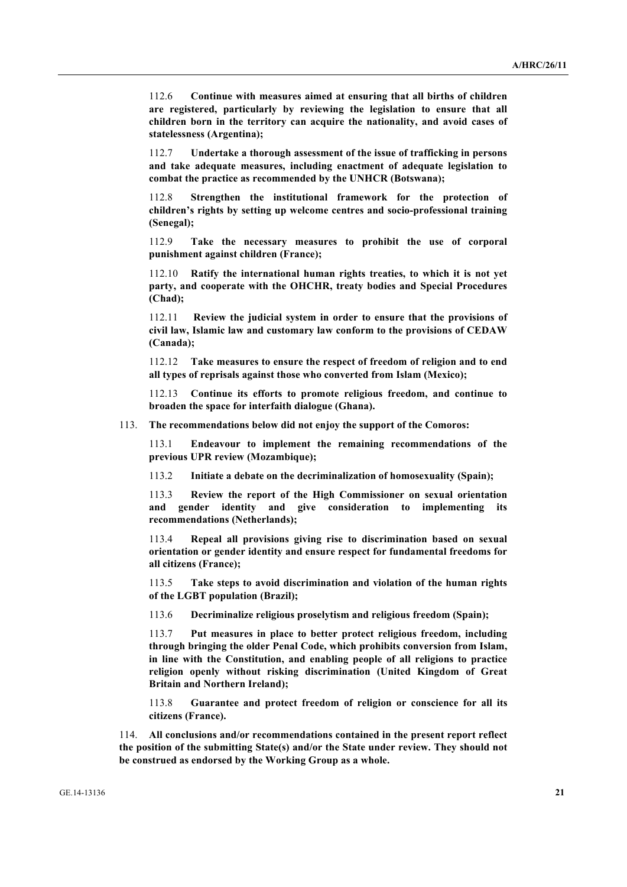112.6 **Continue with measures aimed at ensuring that all births of children are registered, particularly by reviewing the legislation to ensure that all children born in the territory can acquire the nationality, and avoid cases of statelessness (Argentina);**

112.7 **Undertake a thorough assessment of the issue of trafficking in persons and take adequate measures, including enactment of adequate legislation to combat the practice as recommended by the UNHCR (Botswana);**

112.8 **Strengthen the institutional framework for the protection of children's rights by setting up welcome centres and socio-professional training (Senegal);**

112.9 **Take the necessary measures to prohibit the use of corporal punishment against children (France);**

112.10 **Ratify the international human rights treaties, to which it is not yet party, and cooperate with the OHCHR, treaty bodies and Special Procedures (Chad);**

112.11 **Review the judicial system in order to ensure that the provisions of civil law, Islamic law and customary law conform to the provisions of CEDAW (Canada);**

112.12 **Take measures to ensure the respect of freedom of religion and to end all types of reprisals against those who converted from Islam (Mexico);**

112.13 **Continue its efforts to promote religious freedom, and continue to broaden the space for interfaith dialogue (Ghana).**

113. **The recommendations below did not enjoy the support of the Comoros:**

113.1 **Endeavour to implement the remaining recommendations of the previous UPR review (Mozambique);**

113.2 **Initiate a debate on the decriminalization of homosexuality (Spain);**

113.3 **Review the report of the High Commissioner on sexual orientation and gender identity and give consideration to implementing its recommendations (Netherlands);**

113.4 **Repeal all provisions giving rise to discrimination based on sexual orientation or gender identity and ensure respect for fundamental freedoms for all citizens (France);**

113.5 **Take steps to avoid discrimination and violation of the human rights of the LGBT population (Brazil);**

113.6 **Decriminalize religious proselytism and religious freedom (Spain);**

113.7 **Put measures in place to better protect religious freedom, including through bringing the older Penal Code, which prohibits conversion from Islam, in line with the Constitution, and enabling people of all religions to practice religion openly without risking discrimination (United Kingdom of Great Britain and Northern Ireland);**

113.8 **Guarantee and protect freedom of religion or conscience for all its citizens (France).**

114. **All conclusions and/or recommendations contained in the present report reflect the position of the submitting State(s) and/or the State under review. They should not be construed as endorsed by the Working Group as a whole.**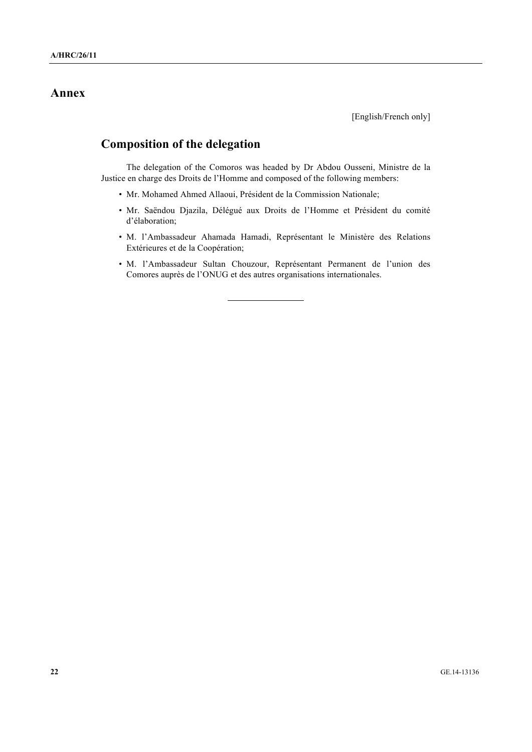# Annex

[English/French only]

## Composition of the delegation

The delegation of the Comoros was headed by Dr Abdou Ousseni, Ministre de la Justice en charge des Droits de l'Homme and composed of the following members:

- Mr. Mohamed Ahmed Allaoui, Président de la Commission Nationale;
- Mr. Saëndou Djazila, Délégué aux Droits de l'Homme et Président du comité d'élaboration;
- M. l'Ambassadeur Ahamada Hamadi, Représentant le Ministère des Relations Extérieures et de la Coopération;
- M. l'Ambassadeur Sultan Chouzour, Représentant Permanent de l'union des Comores auprès de l'ONUG et des autres organisations internationales.